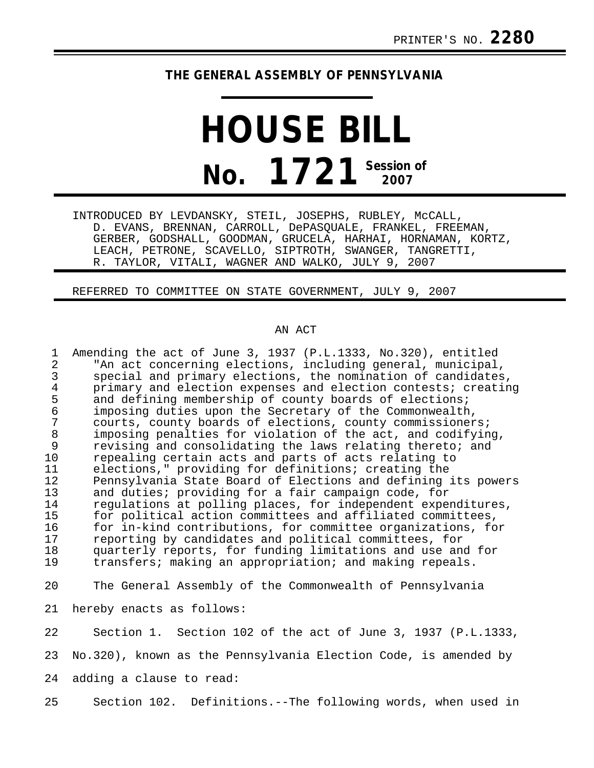PRINTER'S NO. **2280**

## THE GENERAL ASSEMBLY OF PENNSYLVANIA

# HOUSE BILL

# No. 1721 Session of 2007

INTRODUCED BY LEVDANSKY, STEIL, JOSEPHS, RUBLEY, McCALL, D. EVANS, BRENNAN, CARROLL, DePASQUALE, FRANKEL, FREEMAN, GERBER, GODSHALL, GOODMAN, GRUCELA, HARHAI, HORNAMAN, KORTZ, LEACH, PETRONE, SCAVELLO, SIPTROTH, SWANGER, TANGRETTI, R. TAYLOR, VITALI, WAGNER AND WALKO, JULY 9, 2007

REFERRED TO COMMITTEE ON STATE GOVERNMENT, JULY 9, 2007

AN ACT

Amending the act of June 3, 1937 (P.L.1333, No.320), entitled "An act concerning elections, including general, municipal, special and primary elections, the nomination of candidates, primary and election expenses and election contests; creating and defining membership of county boards of elections; imposing duties upon the Secretary of the Commonwealth, courts, county boards of elections, county commissioners; imposing penalties for violation of the act, and codifying, revising and consolidating the laws relating thereto; and repealing certain acts and parts of acts relating to elections," providing for definitions; creating the Pennsylvania State Board of Elections and defining its powers and duties; providing for a fair campaign code, for regulations at polling places, for independent expenditures, for political action committees and affiliated committees, for in-kind contributions, for committee organizations, for reporting by candidates and political committees, for quarterly reports, for funding limitations and use and for transfers; making an appropriation; and making repeals.

The General Assembly of the Commonwealth of Pennsylvania hereby enacts as follows:

Section 1. Section 102 of the act of June 3, 1937 (P.L.1333, No.320), known as the Pennsylvania Election Code, is amended by adding a clause to read:

Section 102. Definitions.--The following words, when used in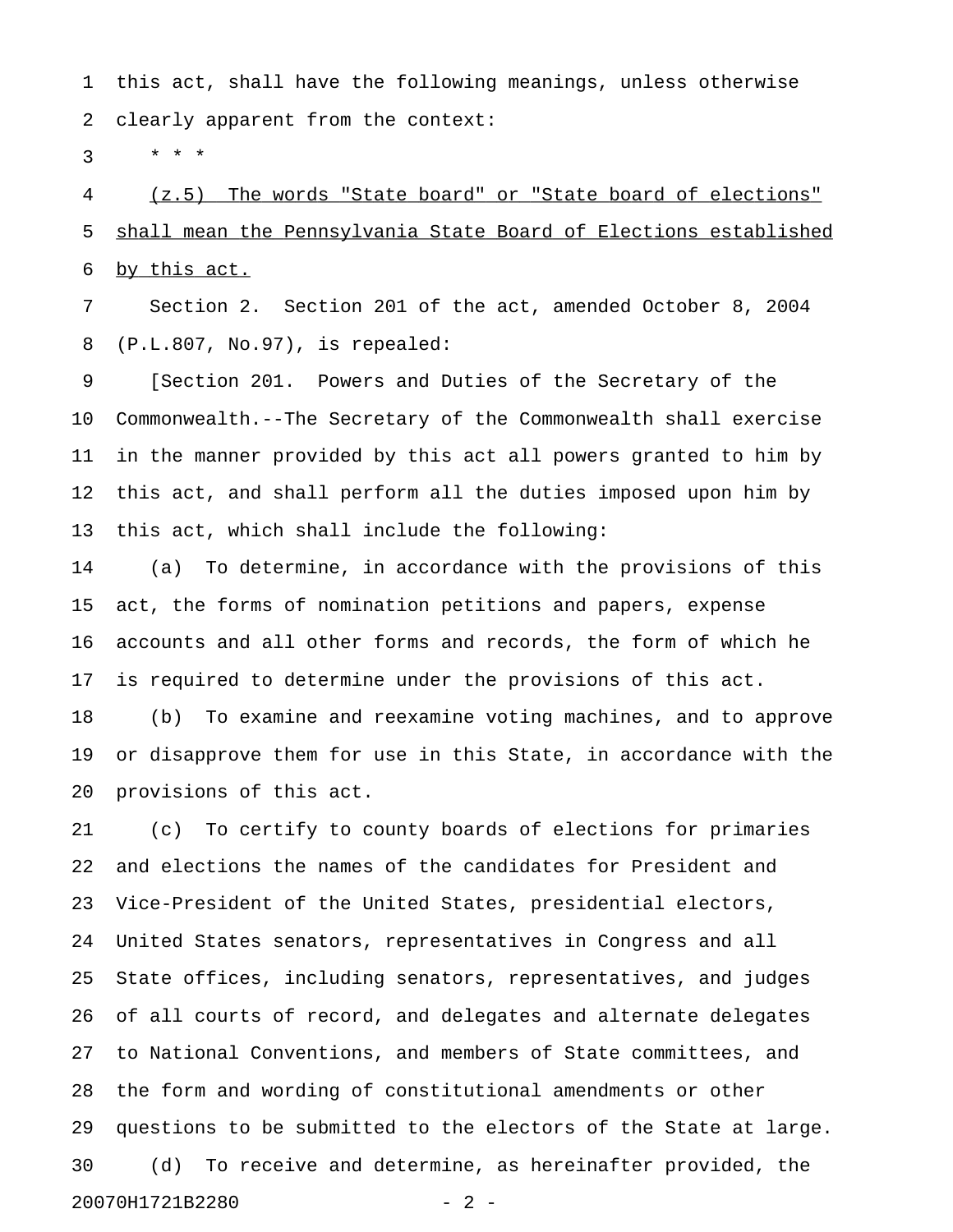this act, shall have the following meanings, unless otherwise clearly apparent from the context:

\* \* \*

<u>(z.5) The words "State board" or "State board of elections" shall mean the Pennsylvania State Board of Elections established by this act.</u>

Section 2. Section 201 of the act, amended October 8, 2004 (P.L.807, No.97), is repealed:

[Section 201. Powers and Duties of the Secretary of the Commonwealth.--The Secretary of the Commonwealth shall exercise in the manner provided by this act all powers granted to him by this act, and shall perform all the duties imposed upon him by this act, which shall include the following:

(a) To determine, in accordance with the provisions of this act, the forms of nomination petitions and papers, expense accounts and all other forms and records, the form of which he is required to determine under the provisions of this act.

(b) To examine and reexamine voting machines, and to approve or disapprove them for use in this State, in accordance with the provisions of this act.

(c) To certify to county boards of elections for primaries and elections the names of the candidates for President and Vice-President of the United States, presidential electors, United States senators, representatives in Congress and all State offices, including senators, representatives, and judges of all courts of record, and delegates and alternate delegates to National Conventions, and members of State committees, and the form and wording of constitutional amendments or other questions to be submitted to the electors of the State at large.

(d) To receive and determine, as hereinafter provided, the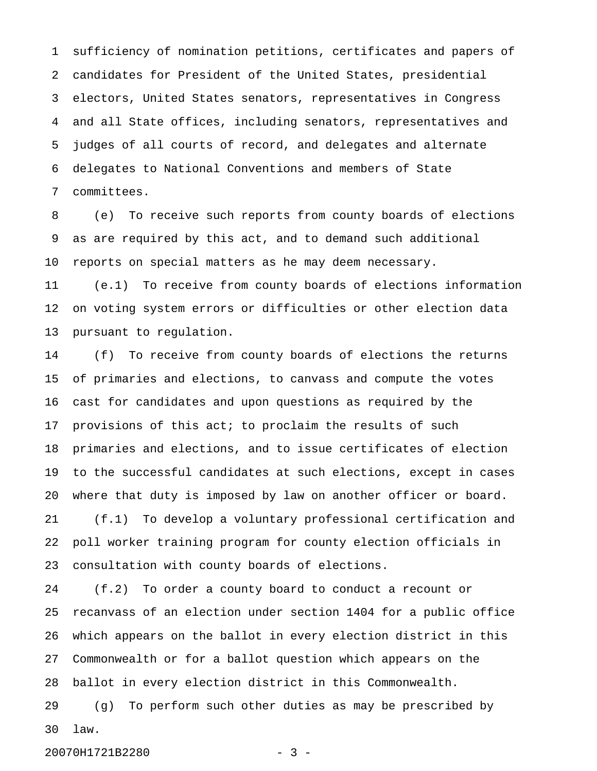sufficiency of nomination petitions, certificates and papers of candidates for President of the United States, presidential electors, United States senators, representatives in Congress and all State offices, including senators, representatives and judges of all courts of record, and delegates and alternate delegates to National Conventions and members of State committees.

(e) To receive such reports from county boards of elections as are required by this act, and to demand such additional reports on special matters as he may deem necessary.

(e.1) To receive from county boards of elections information on voting system errors or difficulties or other election data pursuant to regulation.

(f) To receive from county boards of elections the returns of primaries and elections, to canvass and compute the votes cast for candidates and upon questions as required by the provisions of this act; to proclaim the results of such primaries and elections, and to issue certificates of election to the successful candidates at such elections, except in cases where that duty is imposed by law on another officer or board.

(f.1) To develop a voluntary professional certification and poll worker training program for county election officials in consultation with county boards of elections.

(f.2) To order a county board to conduct a recount or recanvass of an election under section 1404 for a public office which appears on the ballot in every election district in this Commonwealth or for a ballot question which appears on the ballot in every election district in this Commonwealth.

(g) To perform such other duties as may be prescribed by law.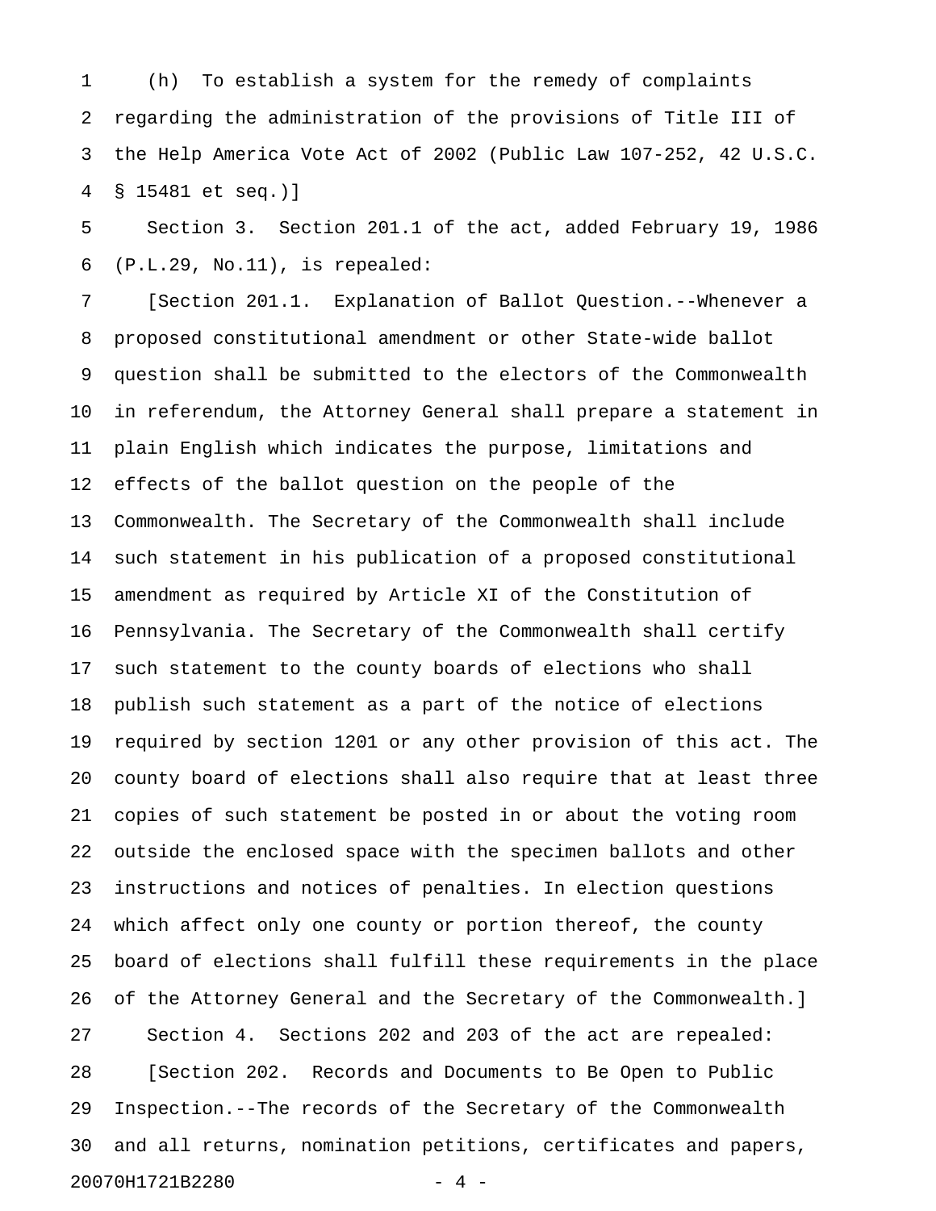(h) To establish a system for the remedy of complaints regarding the administration of the provisions of Title III of the Help America Vote Act of 2002 (Public Law 107-252, 42 U.S.C. § 15481 et seq.)]

Section 3. Section 201.1 of the act, added February 19, 1986 (P.L.29, No.11), is repealed:

[Section 201.1. Explanation of Ballot Question.--Whenever a proposed constitutional amendment or other State-wide ballot question shall be submitted to the electors of the Commonwealth in referendum, the Attorney General shall prepare a statement in plain English which indicates the purpose, limitations and effects of the ballot question on the people of the Commonwealth. The Secretary of the Commonwealth shall include such statement in his publication of a proposed constitutional amendment as required by Article XI of the Constitution of Pennsylvania. The Secretary of the Commonwealth shall certify such statement to the county boards of elections who shall publish such statement as a part of the notice of elections required by section 1201 or any other provision of this act. The county board of elections shall also require that at least three copies of such statement be posted in or about the voting room outside the enclosed space with the specimen ballots and other instructions and notices of penalties. In election questions which affect only one county or portion thereof, the county board of elections shall fulfill these requirements in the place of the Attorney General and the Secretary of the Commonwealth.]

Section 4. Sections 202 and 203 of the act are repealed:

[Section 202. Records and Documents to Be Open to Public Inspection.--The records of the Secretary of the Commonwealth and all returns, nomination petitions, certificates and papers,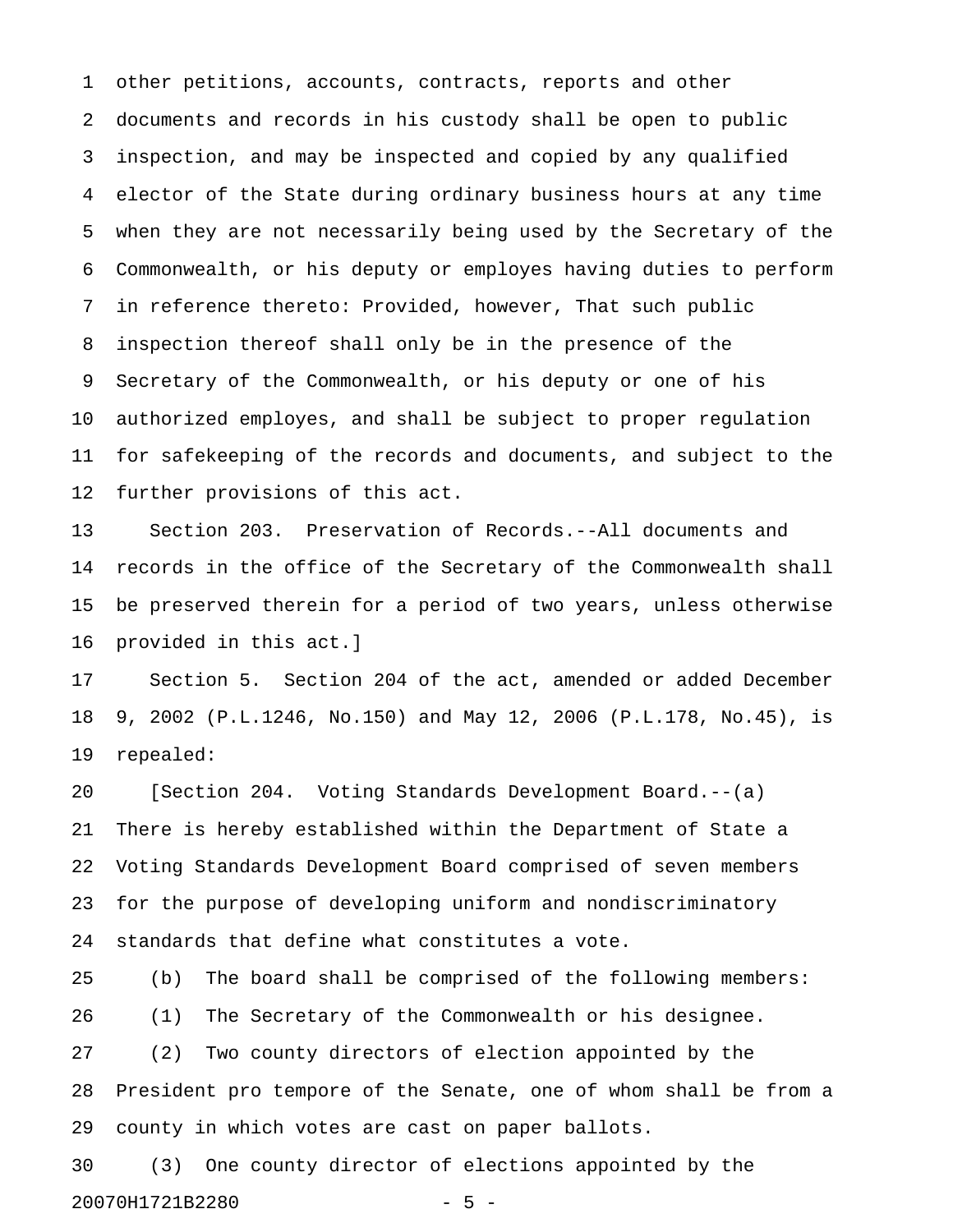other petitions, accounts, contracts, reports and other documents and records in his custody shall be open to public inspection, and may be inspected and copied by any qualified elector of the State during ordinary business hours at any time when they are not necessarily being used by the Secretary of the Commonwealth, or his deputy or employes having duties to perform in reference thereto: Provided, however, That such public inspection thereof shall only be in the presence of the Secretary of the Commonwealth, or his deputy or one of his authorized employes, and shall be subject to proper regulation for safekeeping of the records and documents, and subject to the further provisions of this act.

Section 203. Preservation of Records.--All documents and records in the office of the Secretary of the Commonwealth shall be preserved therein for a period of two years, unless otherwise provided in this act.]

Section 5. Section 204 of the act, amended or added December 9, 2002 (P.L.1246, No.150) and May 12, 2006 (P.L.178, No.45), is repealed:

[Section 204. Voting Standards Development Board.--(a) There is hereby established within the Department of State a Voting Standards Development Board comprised of seven members for the purpose of developing uniform and nondiscriminatory standards that define what constitutes a vote.

(b) The board shall be comprised of the following members:

(1) The Secretary of the Commonwealth or his designee.

(2) Two county directors of election appointed by the President pro tempore of the Senate, one of whom shall be from a county in which votes are cast on paper ballots.

(3) One county director of elections appointed by the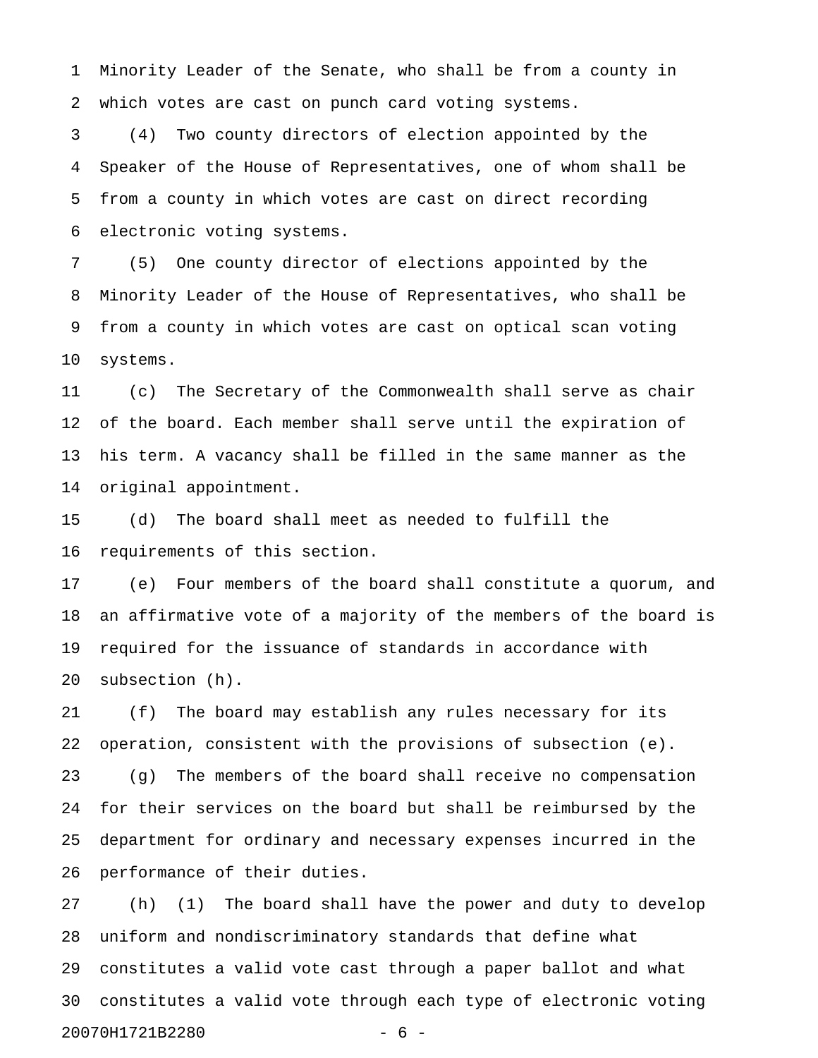Minority Leader of the Senate, who shall be from a county in which votes are cast on punch card voting systems.

(4) Two county directors of election appointed by the Speaker of the House of Representatives, one of whom shall be from a county in which votes are cast on direct recording electronic voting systems.

(5) One county director of elections appointed by the Minority Leader of the House of Representatives, who shall be from a county in which votes are cast on optical scan voting systems.

(c) The Secretary of the Commonwealth shall serve as chair of the board. Each member shall serve until the expiration of his term. A vacancy shall be filled in the same manner as the original appointment.

(d) The board shall meet as needed to fulfill the requirements of this section.

(e) Four members of the board shall constitute a quorum, and an affirmative vote of a majority of the members of the board is required for the issuance of standards in accordance with subsection (h).

(f) The board may establish any rules necessary for its operation, consistent with the provisions of subsection (e).

(g) The members of the board shall receive no compensation for their services on the board but shall be reimbursed by the department for ordinary and necessary expenses incurred in the performance of their duties.

(h) (1) The board shall have the power and duty to develop uniform and nondiscriminatory standards that define what constitutes a valid vote cast through a paper ballot and what constitutes a valid vote through each type of electronic voting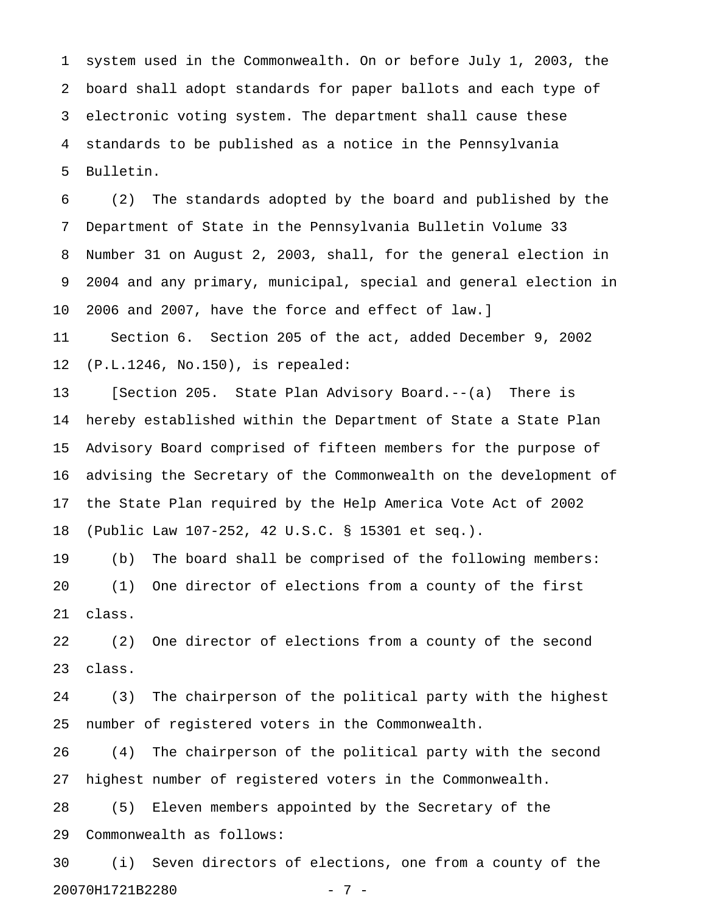system used in the Commonwealth. On or before July 1, 2003, the board shall adopt standards for paper ballots and each type of electronic voting system. The department shall cause these standards to be published as a notice in the Pennsylvania Bulletin.

(2) The standards adopted by the board and published by the Department of State in the Pennsylvania Bulletin Volume 33 Number 31 on August 2, 2003, shall, for the general election in 2004 and any primary, municipal, special and general election in 2006 and 2007, have the force and effect of law.]

Section 6. Section 205 of the act, added December 9, 2002 (P.L.1246, No.150), is repealed:

[Section 205. State Plan Advisory Board.--(a) There is hereby established within the Department of State a State Plan Advisory Board comprised of fifteen members for the purpose of advising the Secretary of the Commonwealth on the development of the State Plan required by the Help America Vote Act of 2002 (Public Law 107-252, 42 U.S.C. § 15301 et seq.).

(b) The board shall be comprised of the following members:

(1) One director of elections from a county of the first class.

(2) One director of elections from a county of the second class.

(3) The chairperson of the political party with the highest number of registered voters in the Commonwealth.

(4) The chairperson of the political party with the second highest number of registered voters in the Commonwealth.

(5) Eleven members appointed by the Secretary of the Commonwealth as follows:

(i) Seven directors of elections, one from a county of the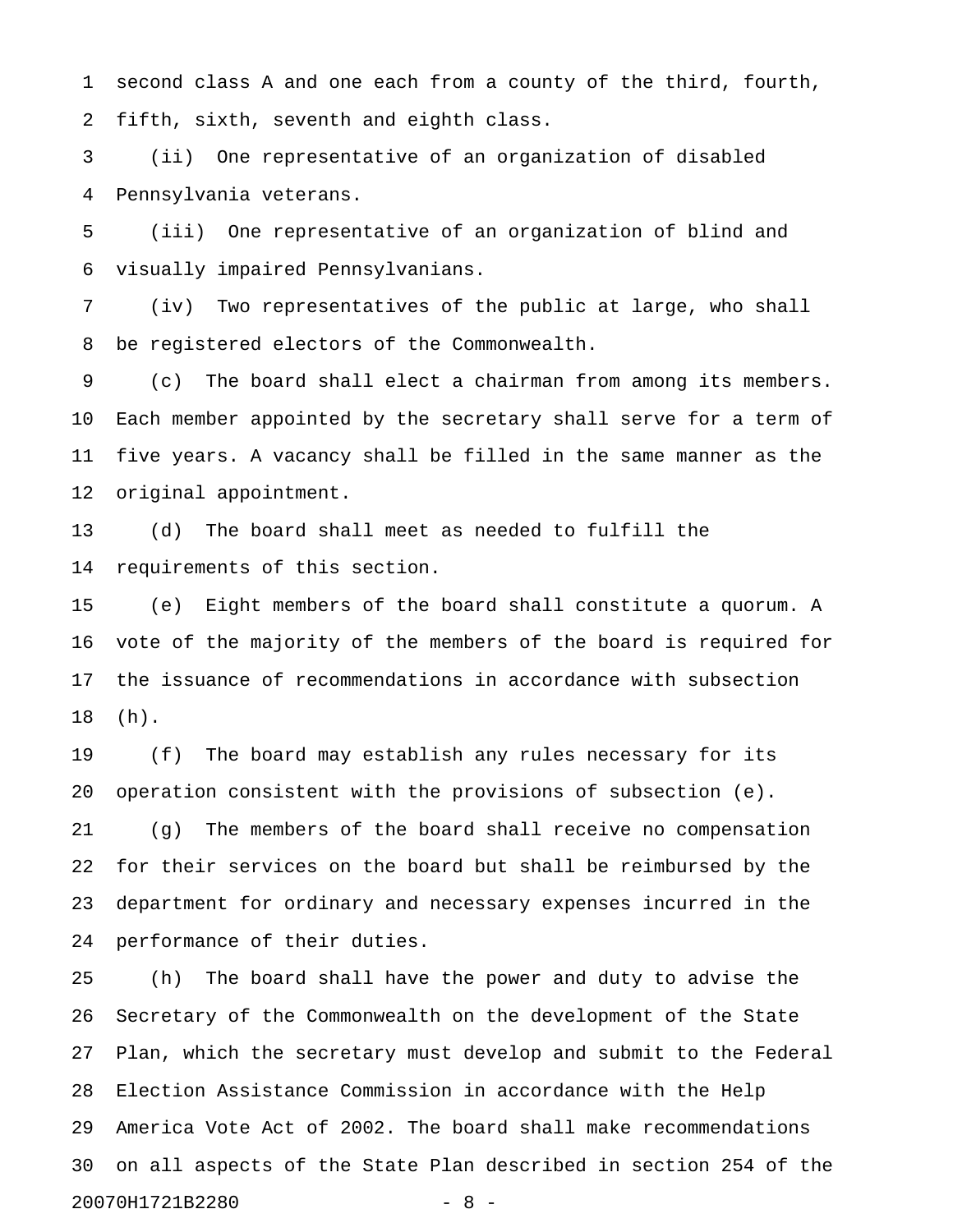second class A and one each from a county of the third, fourth, fifth, sixth, seventh and eighth class.

(ii) One representative of an organization of disabled Pennsylvania veterans.

(iii) One representative of an organization of blind and visually impaired Pennsylvanians.

(iv) Two representatives of the public at large, who shall be registered electors of the Commonwealth.

(c) The board shall elect a chairman from among its members. Each member appointed by the secretary shall serve for a term of five years. A vacancy shall be filled in the same manner as the original appointment.

(d) The board shall meet as needed to fulfill the requirements of this section.

(e) Eight members of the board shall constitute a quorum. A vote of the majority of the members of the board is required for the issuance of recommendations in accordance with subsection (h).

(f) The board may establish any rules necessary for its operation consistent with the provisions of subsection (e).

(g) The members of the board shall receive no compensation for their services on the board but shall be reimbursed by the department for ordinary and necessary expenses incurred in the performance of their duties.

(h) The board shall have the power and duty to advise the Secretary of the Commonwealth on the development of the State Plan, which the secretary must develop and submit to the Federal Election Assistance Commission in accordance with the Help America Vote Act of 2002. The board shall make recommendations on all aspects of the State Plan described in section 254 of the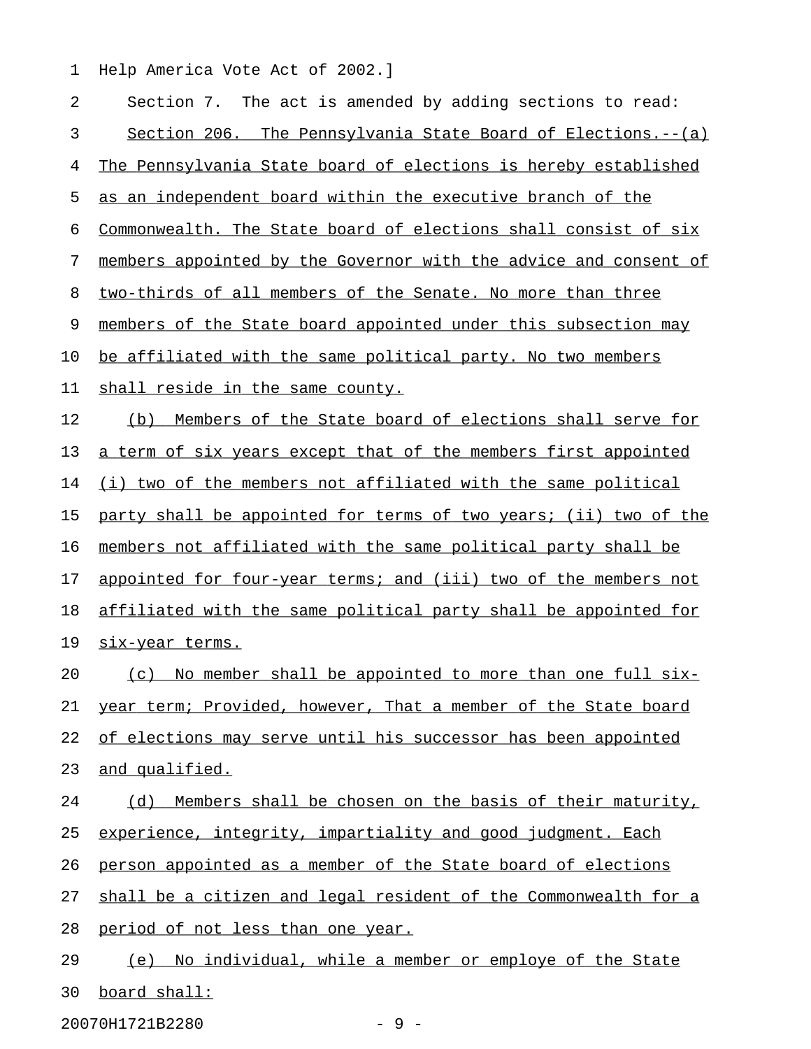Help America Vote Act of 2002.]

Section 7. The act is amended by adding sections to read:

Section 206. The Pennsylvania State Board of Elections.--(a) The Pennsylvania State board of elections is hereby established as an independent board within the executive branch of the Commonwealth. The State board of elections shall consist of six members appointed by the Governor with the advice and consent of two-thirds of all members of the Senate. No more than three members of the State board appointed under this subsection may be affiliated with the same political party. No two members shall reside in the same county.

(b) Members of the State board of elections shall serve for a term of six years except that of the members first appointed (i) two of the members not affiliated with the same political party shall be appointed for terms of two years; (ii) two of the members not affiliated with the same political party shall be appointed for four-year terms; and (iii) two of the members not affiliated with the same political party shall be appointed for six-year terms.

(c) No member shall be appointed to more than one full six-year term; Provided, however, That a member of the State board of elections may serve until his successor has been appointed and qualified.

(d) Members shall be chosen on the basis of their maturity, experience, integrity, impartiality and good judgment. Each person appointed as a member of the State board of elections shall be a citizen and legal resident of the Commonwealth for a period of not less than one year.

(e) No individual, while a member or employe of the State board shall: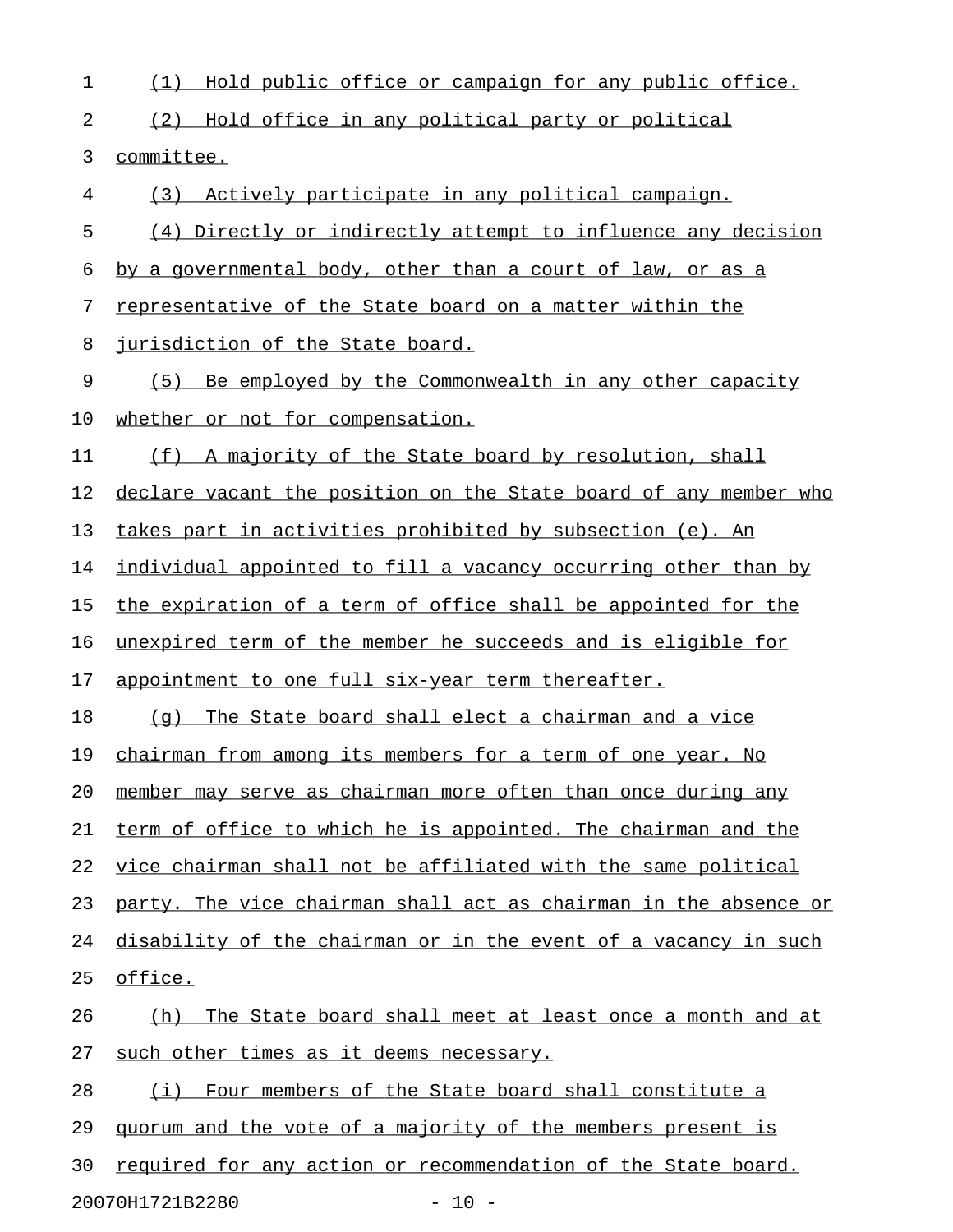(1) Hold public office or campaign for any public office.

(2) Hold office in any political party or political committee.

(3) Actively participate in any political campaign.

(4) Directly or indirectly attempt to influence any decision by a governmental body, other than a court of law, or as a representative of the State board on a matter within the jurisdiction of the State board.

(5) Be employed by the Commonwealth in any other capacity whether or not for compensation.

(f) A majority of the State board by resolution, shall declare vacant the position on the State board of any member who takes part in activities prohibited by subsection (e). An individual appointed to fill a vacancy occurring other than by the expiration of a term of office shall be appointed for the unexpired term of the member he succeeds and is eligible for appointment to one full six-year term thereafter.

(g) The State board shall elect a chairman and a vice chairman from among its members for a term of one year. No member may serve as chairman more often than once during any term of office to which he is appointed. The chairman and the vice chairman shall not be affiliated with the same political party. The vice chairman shall act as chairman in the absence or disability of the chairman or in the event of a vacancy in such office.

(h) The State board shall meet at least once a month and at such other times as it deems necessary.

(i) Four members of the State board shall constitute a quorum and the vote of a majority of the members present is required for any action or recommendation of the State board.

20070H1721B2280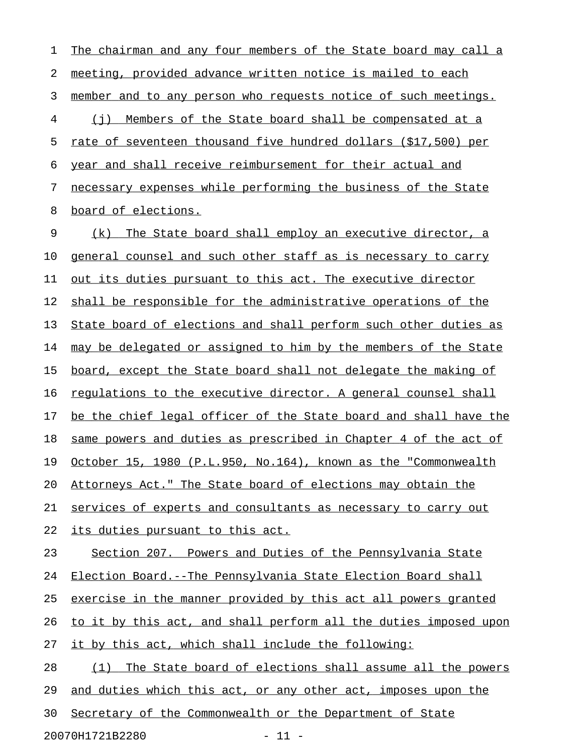The chairman and any four members of the State board may call a meeting, provided advance written notice is mailed to each member and to any person who requests notice of such meetings.

(j) Members of the State board shall be compensated at a rate of seventeen thousand five hundred dollars ($17,500) per year and shall receive reimbursement for their actual and necessary expenses while performing the business of the State board of elections.

(k) The State board shall employ an executive director, a general counsel and such other staff as is necessary to carry out its duties pursuant to this act. The executive director shall be responsible for the administrative operations of the State board of elections and shall perform such other duties as may be delegated or assigned to him by the members of the State board, except the State board shall not delegate the making of regulations to the executive director. A general counsel shall be the chief legal officer of the State board and shall have the same powers and duties as prescribed in Chapter 4 of the act of October 15, 1980 (P.L.950, No.164), known as the "Commonwealth Attorneys Act." The State board of elections may obtain the services of experts and consultants as necessary to carry out its duties pursuant to this act.

Section 207. Powers and Duties of the Pennsylvania State Election Board.--The Pennsylvania State Election Board shall exercise in the manner provided by this act all powers granted to it by this act, and shall perform all the duties imposed upon it by this act, which shall include the following:

(1) The State board of elections shall assume all the powers and duties which this act, or any other act, imposes upon the Secretary of the Commonwealth or the Department of State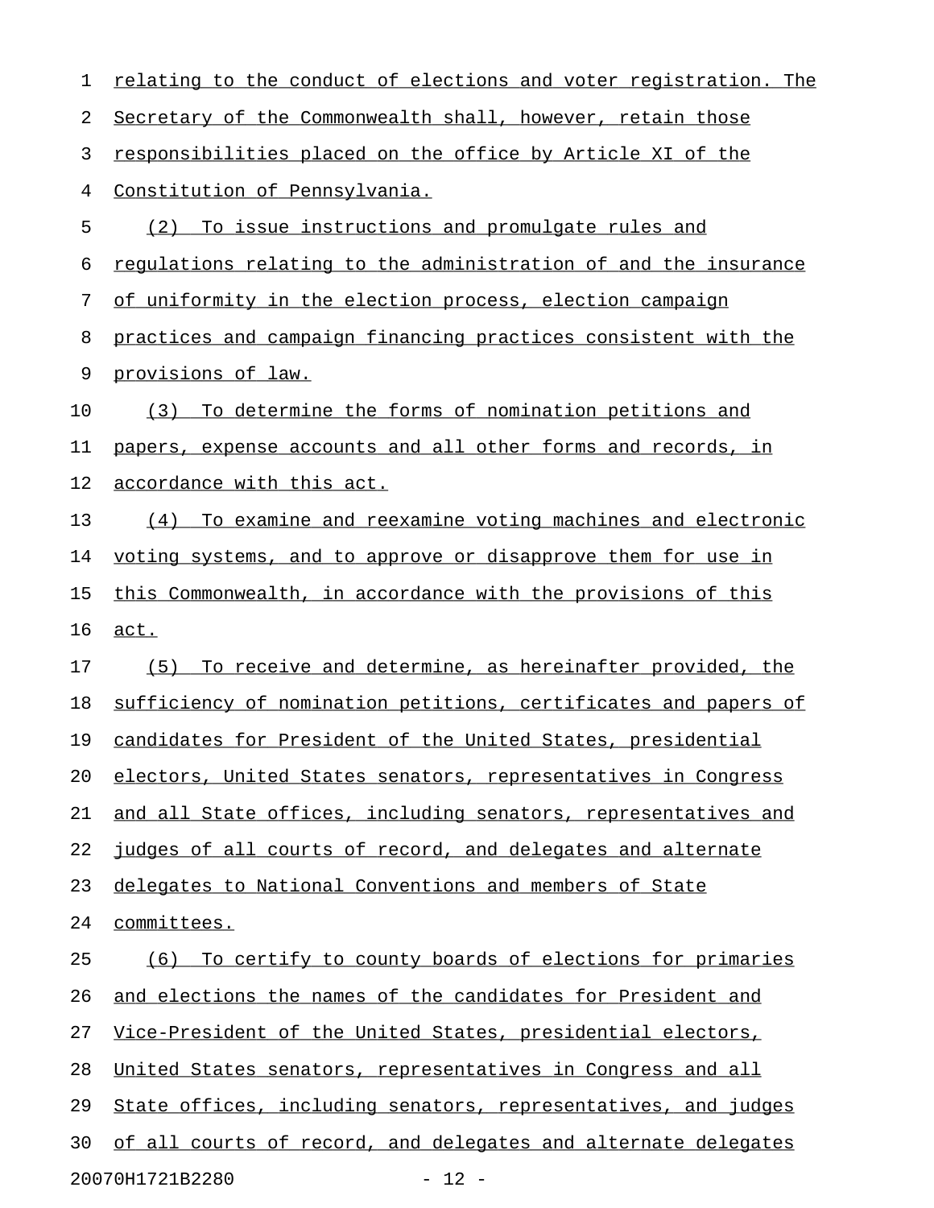relating to the conduct of elections and voter registration. The Secretary of the Commonwealth shall, however, retain those responsibilities placed on the office by Article XI of the Constitution of Pennsylvania.

(2) To issue instructions and promulgate rules and regulations relating to the administration of and the insurance of uniformity in the election process, election campaign practices and campaign financing practices consistent with the provisions of law.

(3) To determine the forms of nomination petitions and papers, expense accounts and all other forms and records, in accordance with this act.

(4) To examine and reexamine voting machines and electronic voting systems, and to approve or disapprove them for use in this Commonwealth, in accordance with the provisions of this act.

(5) To receive and determine, as hereinafter provided, the sufficiency of nomination petitions, certificates and papers of candidates for President of the United States, presidential electors, United States senators, representatives in Congress and all State offices, including senators, representatives and judges of all courts of record, and delegates and alternate delegates to National Conventions and members of State committees.

(6) To certify to county boards of elections for primaries and elections the names of the candidates for President and Vice-President of the United States, presidential electors, United States senators, representatives in Congress and all State offices, including senators, representatives, and judges of all courts of record, and delegates and alternate delegates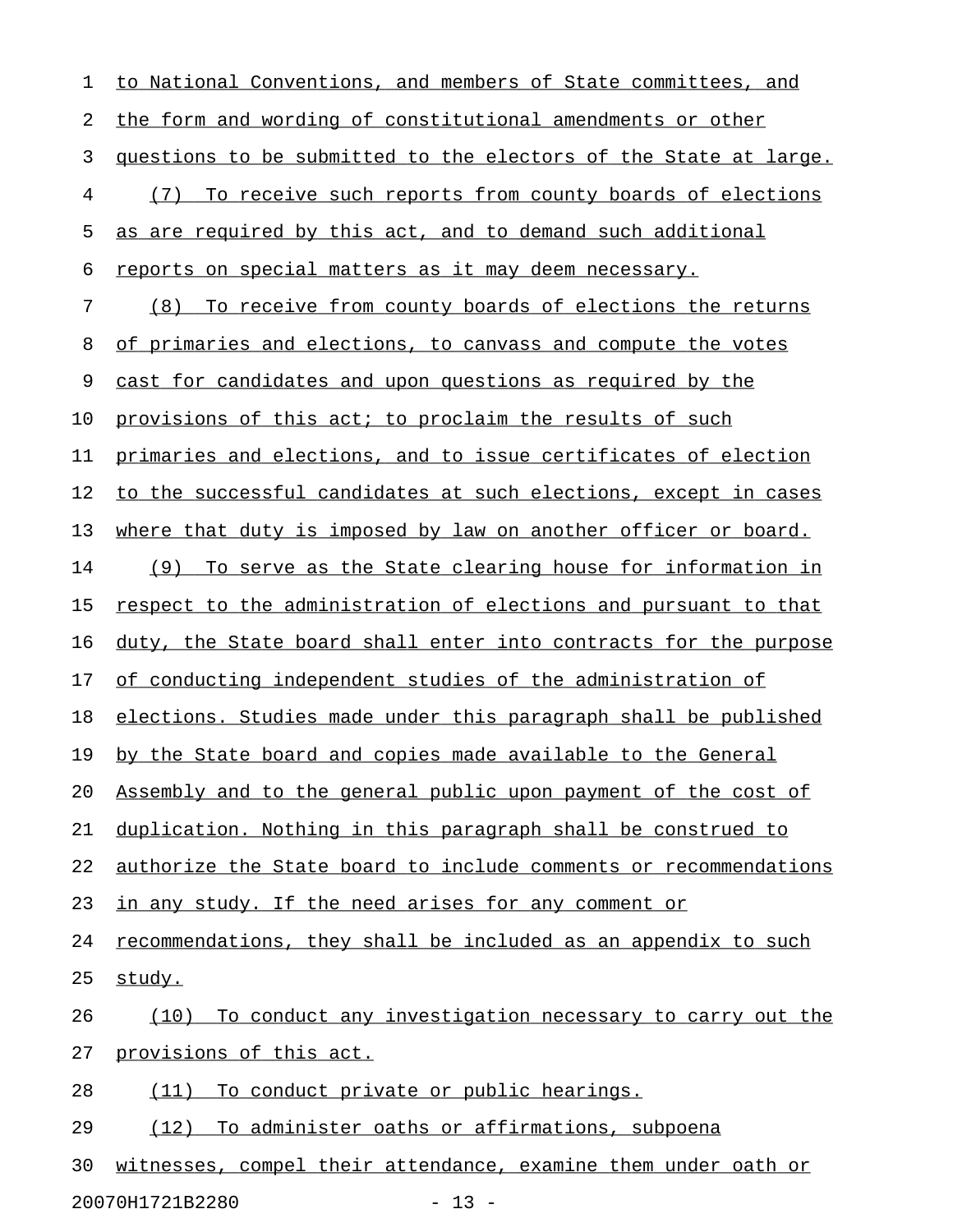to National Conventions, and members of State committees, and the form and wording of constitutional amendments or other questions to be submitted to the electors of the State at large.

(7) To receive such reports from county boards of elections as are required by this act, and to demand such additional reports on special matters as it may deem necessary.

(8) To receive from county boards of elections the returns of primaries and elections, to canvass and compute the votes cast for candidates and upon questions as required by the provisions of this act; to proclaim the results of such primaries and elections, and to issue certificates of election to the successful candidates at such elections, except in cases where that duty is imposed by law on another officer or board.

(9) To serve as the State clearing house for information in respect to the administration of elections and pursuant to that duty, the State board shall enter into contracts for the purpose of conducting independent studies of the administration of elections. Studies made under this paragraph shall be published by the State board and copies made available to the General Assembly and to the general public upon payment of the cost of duplication. Nothing in this paragraph shall be construed to authorize the State board to include comments or recommendations in any study. If the need arises for any comment or recommendations, they shall be included as an appendix to such study.

(10) To conduct any investigation necessary to carry out the provisions of this act.

(11) To conduct private or public hearings.

(12) To administer oaths or affirmations, subpoena witnesses, compel their attendance, examine them under oath or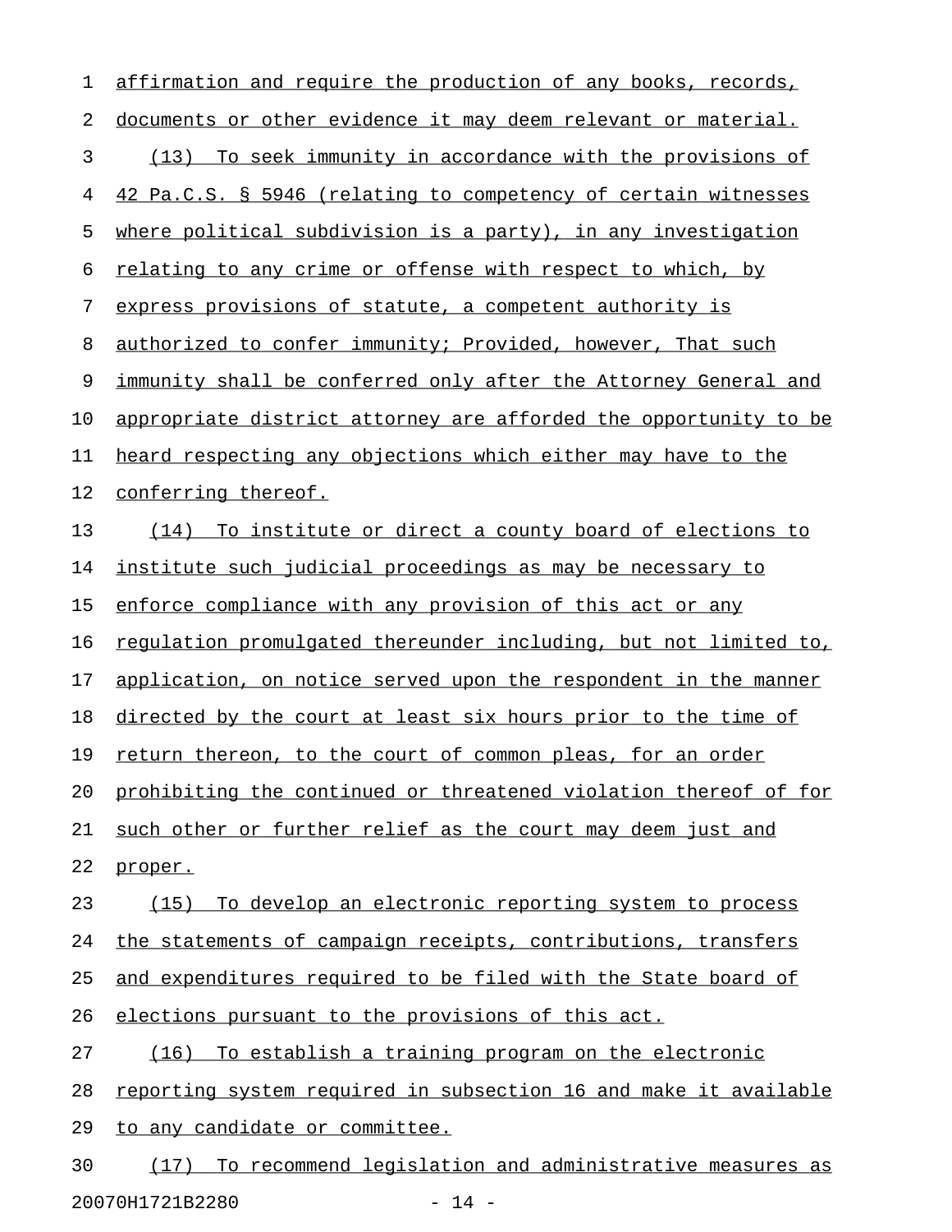affirmation and require the production of any books, records, documents or other evidence it may deem relevant or material.

(13) To seek immunity in accordance with the provisions of 42 Pa.C.S. § 5946 (relating to competency of certain witnesses where political subdivision is a party), in any investigation relating to any crime or offense with respect to which, by express provisions of statute, a competent authority is authorized to confer immunity; Provided, however, That such immunity shall be conferred only after the Attorney General and appropriate district attorney are afforded the opportunity to be heard respecting any objections which either may have to the conferring thereof.

(14) To institute or direct a county board of elections to institute such judicial proceedings as may be necessary to enforce compliance with any provision of this act or any regulation promulgated thereunder including, but not limited to, application, on notice served upon the respondent in the manner directed by the court at least six hours prior to the time of return thereon, to the court of common pleas, for an order prohibiting the continued or threatened violation thereof of for such other or further relief as the court may deem just and proper.

(15) To develop an electronic reporting system to process the statements of campaign receipts, contributions, transfers and expenditures required to be filed with the State board of elections pursuant to the provisions of this act.

(16) To establish a training program on the electronic reporting system required in subsection 16 and make it available to any candidate or committee.

(17) To recommend legislation and administrative measures as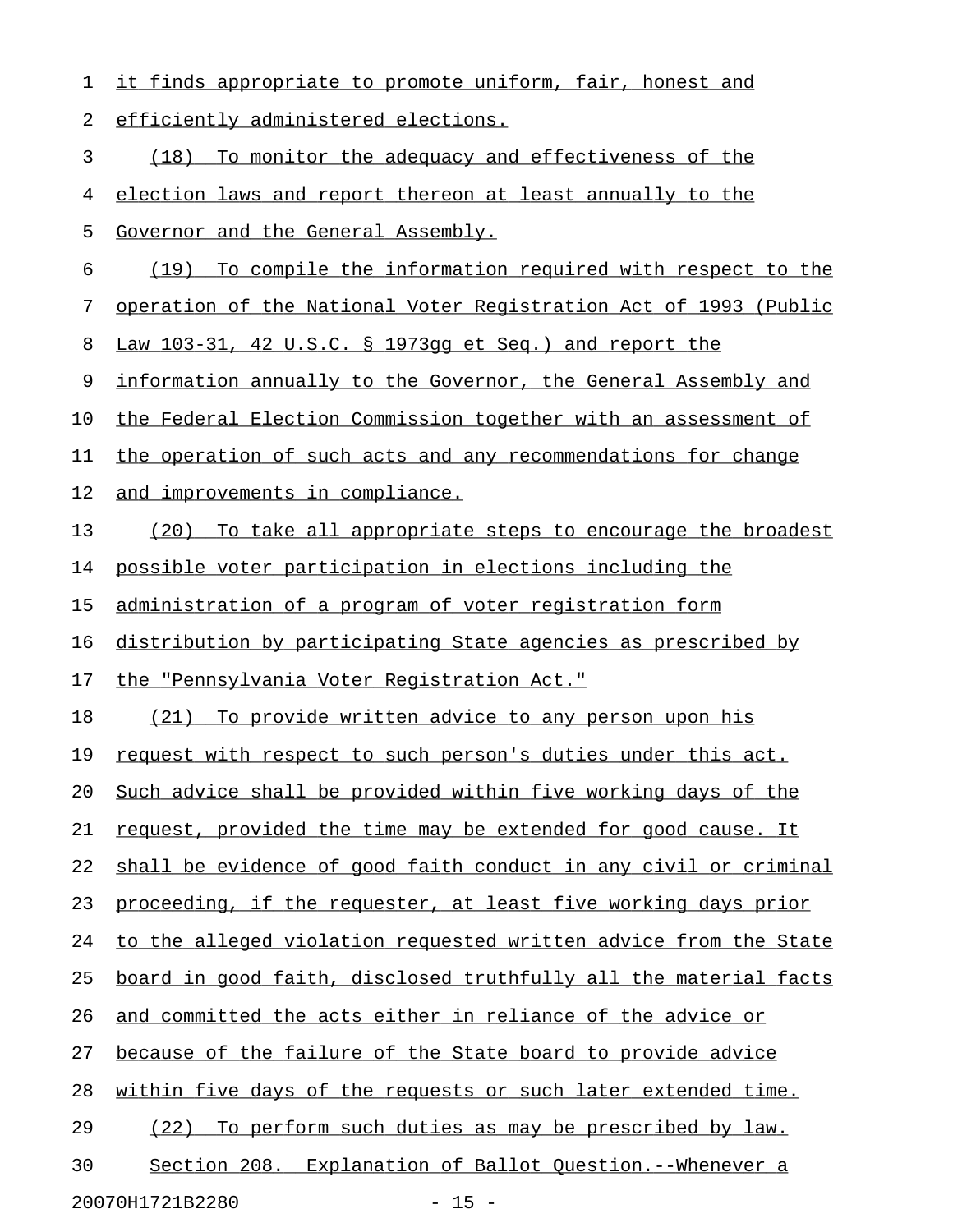it finds appropriate to promote uniform, fair, honest and efficiently administered elections.

(18) To monitor the adequacy and effectiveness of the election laws and report thereon at least annually to the Governor and the General Assembly.

(19) To compile the information required with respect to the operation of the National Voter Registration Act of 1993 (Public Law 103-31, 42 U.S.C. § 1973gg et Seq.) and report the information annually to the Governor, the General Assembly and the Federal Election Commission together with an assessment of the operation of such acts and any recommendations for change and improvements in compliance.

(20) To take all appropriate steps to encourage the broadest possible voter participation in elections including the administration of a program of voter registration form distribution by participating State agencies as prescribed by the "Pennsylvania Voter Registration Act."

(21) To provide written advice to any person upon his request with respect to such person's duties under this act. Such advice shall be provided within five working days of the request, provided the time may be extended for good cause. It shall be evidence of good faith conduct in any civil or criminal proceeding, if the requester, at least five working days prior to the alleged violation requested written advice from the State board in good faith, disclosed truthfully all the material facts and committed the acts either in reliance of the advice or because of the failure of the State board to provide advice within five days of the requests or such later extended time.

(22) To perform such duties as may be prescribed by law.

Section 208. Explanation of Ballot Question.--Whenever a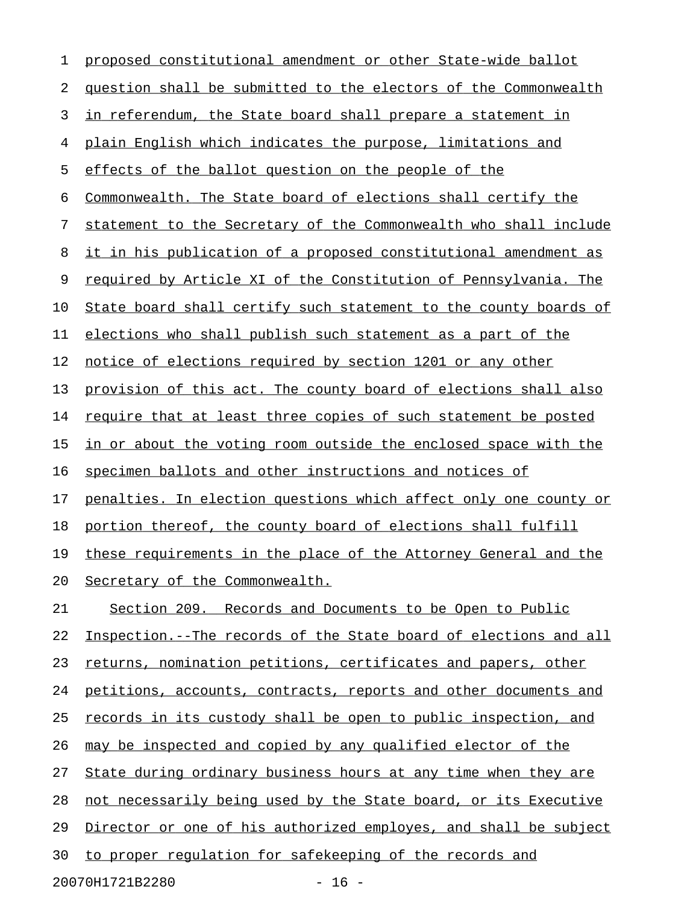proposed constitutional amendment or other State-wide ballot question shall be submitted to the electors of the Commonwealth in referendum, the State board shall prepare a statement in plain English which indicates the purpose, limitations and effects of the ballot question on the people of the Commonwealth. The State board of elections shall certify the statement to the Secretary of the Commonwealth who shall include it in his publication of a proposed constitutional amendment as required by Article XI of the Constitution of Pennsylvania. The State board shall certify such statement to the county boards of elections who shall publish such statement as a part of the notice of elections required by section 1201 or any other provision of this act. The county board of elections shall also require that at least three copies of such statement be posted in or about the voting room outside the enclosed space with the specimen ballots and other instructions and notices of penalties. In election questions which affect only one county or portion thereof, the county board of elections shall fulfill these requirements in the place of the Attorney General and the Secretary of the Commonwealth.

Section 209. Records and Documents to be Open to Public Inspection.--The records of the State board of elections and all returns, nomination petitions, certificates and papers, other petitions, accounts, contracts, reports and other documents and records in its custody shall be open to public inspection, and may be inspected and copied by any qualified elector of the State during ordinary business hours at any time when they are not necessarily being used by the State board, or its Executive Director or one of his authorized employes, and shall be subject to proper regulation for safekeeping of the records and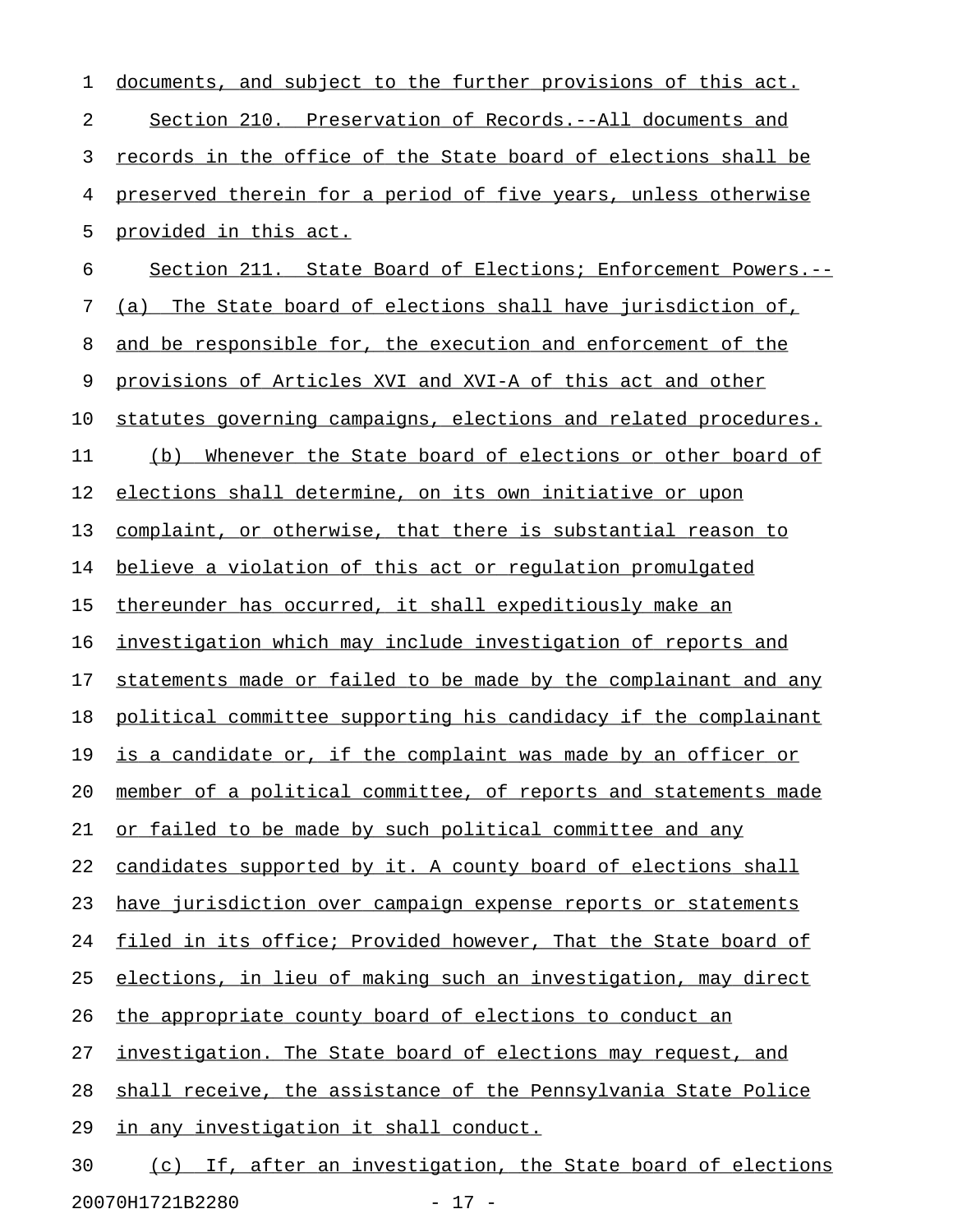documents, and subject to the further provisions of this act.

Section 210. Preservation of Records.--All documents and records in the office of the State board of elections shall be preserved therein for a period of five years, unless otherwise provided in this act.

Section 211. State Board of Elections; Enforcement Powers.--

(a) The State board of elections shall have jurisdiction of, and be responsible for, the execution and enforcement of the provisions of Articles XVI and XVI-A of this act and other statutes governing campaigns, elections and related procedures.

(b) Whenever the State board of elections or other board of elections shall determine, on its own initiative or upon complaint, or otherwise, that there is substantial reason to believe a violation of this act or regulation promulgated thereunder has occurred, it shall expeditiously make an investigation which may include investigation of reports and statements made or failed to be made by the complainant and any political committee supporting his candidacy if the complainant is a candidate or, if the complaint was made by an officer or member of a political committee, of reports and statements made or failed to be made by such political committee and any candidates supported by it. A county board of elections shall have jurisdiction over campaign expense reports or statements filed in its office; Provided however, That the State board of elections, in lieu of making such an investigation, may direct the appropriate county board of elections to conduct an investigation. The State board of elections may request, and shall receive, the assistance of the Pennsylvania State Police in any investigation it shall conduct.

(c) If, after an investigation, the State board of elections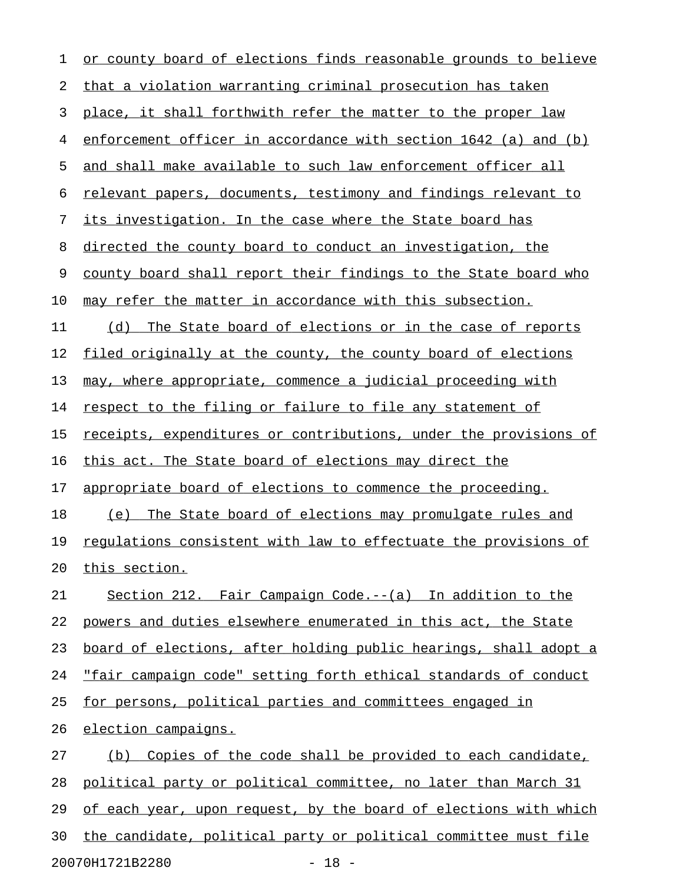or county board of elections finds reasonable grounds to believe that a violation warranting criminal prosecution has taken place, it shall forthwith refer the matter to the proper law enforcement officer in accordance with section 1642 (a) and (b) and shall make available to such law enforcement officer all relevant papers, documents, testimony and findings relevant to its investigation. In the case where the State board has directed the county board to conduct an investigation, the county board shall report their findings to the State board who may refer the matter in accordance with this subsection.

(d) The State board of elections or in the case of reports filed originally at the county, the county board of elections may, where appropriate, commence a judicial proceeding with respect to the filing or failure to file any statement of receipts, expenditures or contributions, under the provisions of this act. The State board of elections may direct the appropriate board of elections to commence the proceeding.

(e) The State board of elections may promulgate rules and regulations consistent with law to effectuate the provisions of this section.

Section 212. Fair Campaign Code.--(a) In addition to the powers and duties elsewhere enumerated in this act, the State board of elections, after holding public hearings, shall adopt a "fair campaign code" setting forth ethical standards of conduct for persons, political parties and committees engaged in election campaigns.

(b) Copies of the code shall be provided to each candidate, political party or political committee, no later than March 31 of each year, upon request, by the board of elections with which the candidate, political party or political committee must file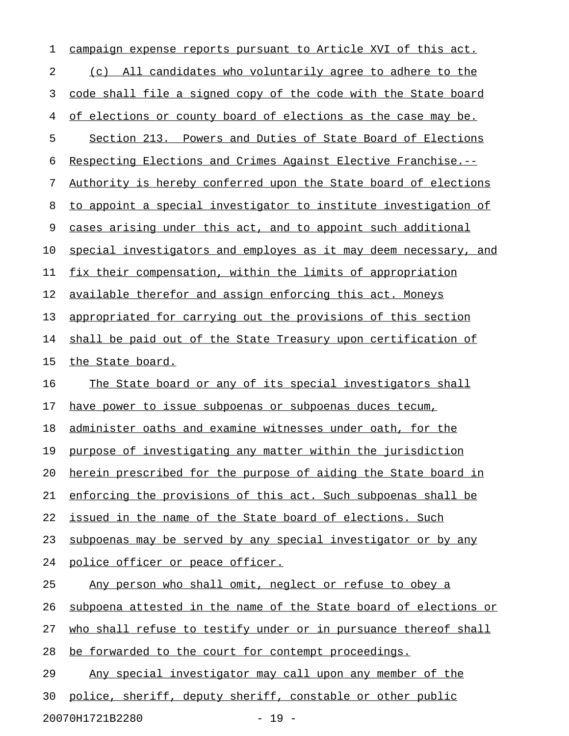campaign expense reports pursuant to Article XVI of this act.

(c) All candidates who voluntarily agree to adhere to the code shall file a signed copy of the code with the State board of elections or county board of elections as the case may be.

Section 213. Powers and Duties of State Board of Elections Respecting Elections and Crimes Against Elective Franchise.-- Authority is hereby conferred upon the State board of elections to appoint a special investigator to institute investigation of cases arising under this act, and to appoint such additional special investigators and employes as it may deem necessary, and fix their compensation, within the limits of appropriation available therefor and assign enforcing this act. Moneys appropriated for carrying out the provisions of this section shall be paid out of the State Treasury upon certification of the State board.

The State board or any of its special investigators shall have power to issue subpoenas or subpoenas duces tecum, administer oaths and examine witnesses under oath, for the purpose of investigating any matter within the jurisdiction herein prescribed for the purpose of aiding the State board in enforcing the provisions of this act. Such subpoenas shall be issued in the name of the State board of elections. Such subpoenas may be served by any special investigator or by any police officer or peace officer.

Any person who shall omit, neglect or refuse to obey a subpoena attested in the name of the State board of elections or who shall refuse to testify under or in pursuance thereof shall be forwarded to the court for contempt proceedings.

Any special investigator may call upon any member of the police, sheriff, deputy sheriff, constable or other public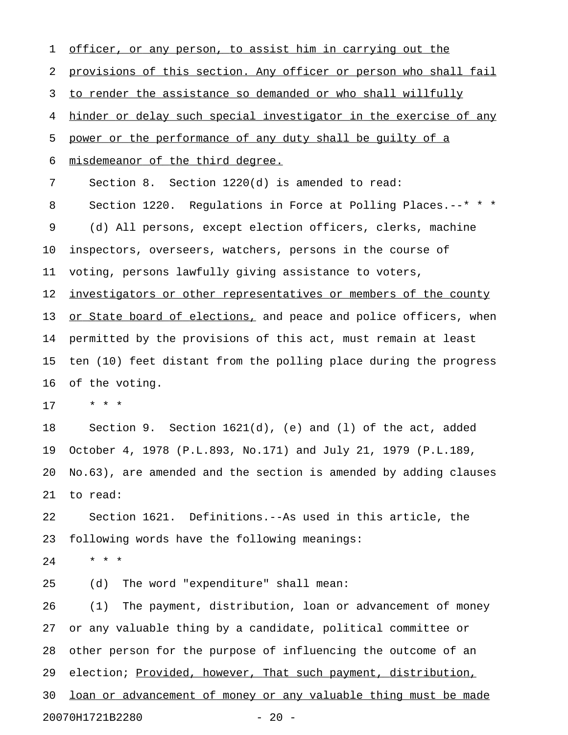officer, or any person, to assist him in carrying out the provisions of this section. Any officer or person who shall fail to render the assistance so demanded or who shall willfully hinder or delay such special investigator in the exercise of any power or the performance of any duty shall be guilty of a misdemeanor of the third degree.

Section 8. Section 1220(d) is amended to read:

Section 1220. Regulations in Force at Polling Places.--* * *

(d) All persons, except election officers, clerks, machine inspectors, overseers, watchers, persons in the course of voting, persons lawfully giving assistance to voters, investigators or other representatives or members of the county or State board of elections, and peace and police officers, when permitted by the provisions of this act, must remain at least ten (10) feet distant from the polling place during the progress of the voting.

* * *

Section 9. Section 1621(d), (e) and (l) of the act, added October 4, 1978 (P.L.893, No.171) and July 21, 1979 (P.L.189, No.63), are amended and the section is amended by adding clauses to read:

Section 1621. Definitions.--As used in this article, the following words have the following meanings:

* * *

(d) The word "expenditure" shall mean:

(1) The payment, distribution, loan or advancement of money or any valuable thing by a candidate, political committee or other person for the purpose of influencing the outcome of an election; Provided, however, That such payment, distribution, loan or advancement of money or any valuable thing must be made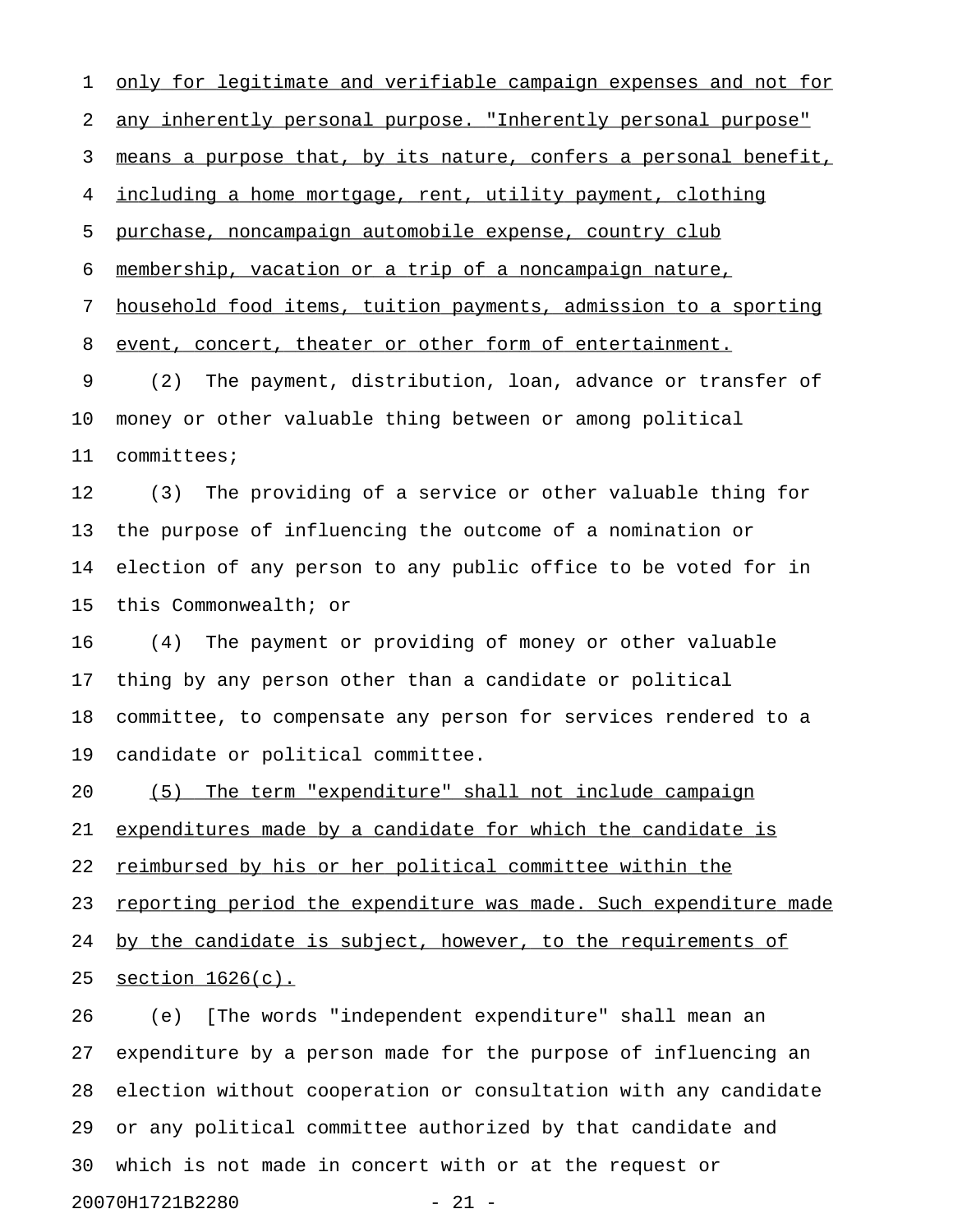only for legitimate and verifiable campaign expenses and not for any inherently personal purpose. "Inherently personal purpose" means a purpose that, by its nature, confers a personal benefit, including a home mortgage, rent, utility payment, clothing purchase, noncampaign automobile expense, country club membership, vacation or a trip of a noncampaign nature, household food items, tuition payments, admission to a sporting event, concert, theater or other form of entertainment.

(2) The payment, distribution, loan, advance or transfer of money or other valuable thing between or among political committees;

(3) The providing of a service or other valuable thing for the purpose of influencing the outcome of a nomination or election of any person to any public office to be voted for in this Commonwealth; or

(4) The payment or providing of money or other valuable thing by any person other than a candidate or political committee, to compensate any person for services rendered to a candidate or political committee.

(5) The term "expenditure" shall not include campaign expenditures made by a candidate for which the candidate is reimbursed by his or her political committee within the reporting period the expenditure was made. Such expenditure made by the candidate is subject, however, to the requirements of section 1626(c).

(e) [The words "independent expenditure" shall mean an expenditure by a person made for the purpose of influencing an election without cooperation or consultation with any candidate or any political committee authorized by that candidate and which is not made in concert with or at the request or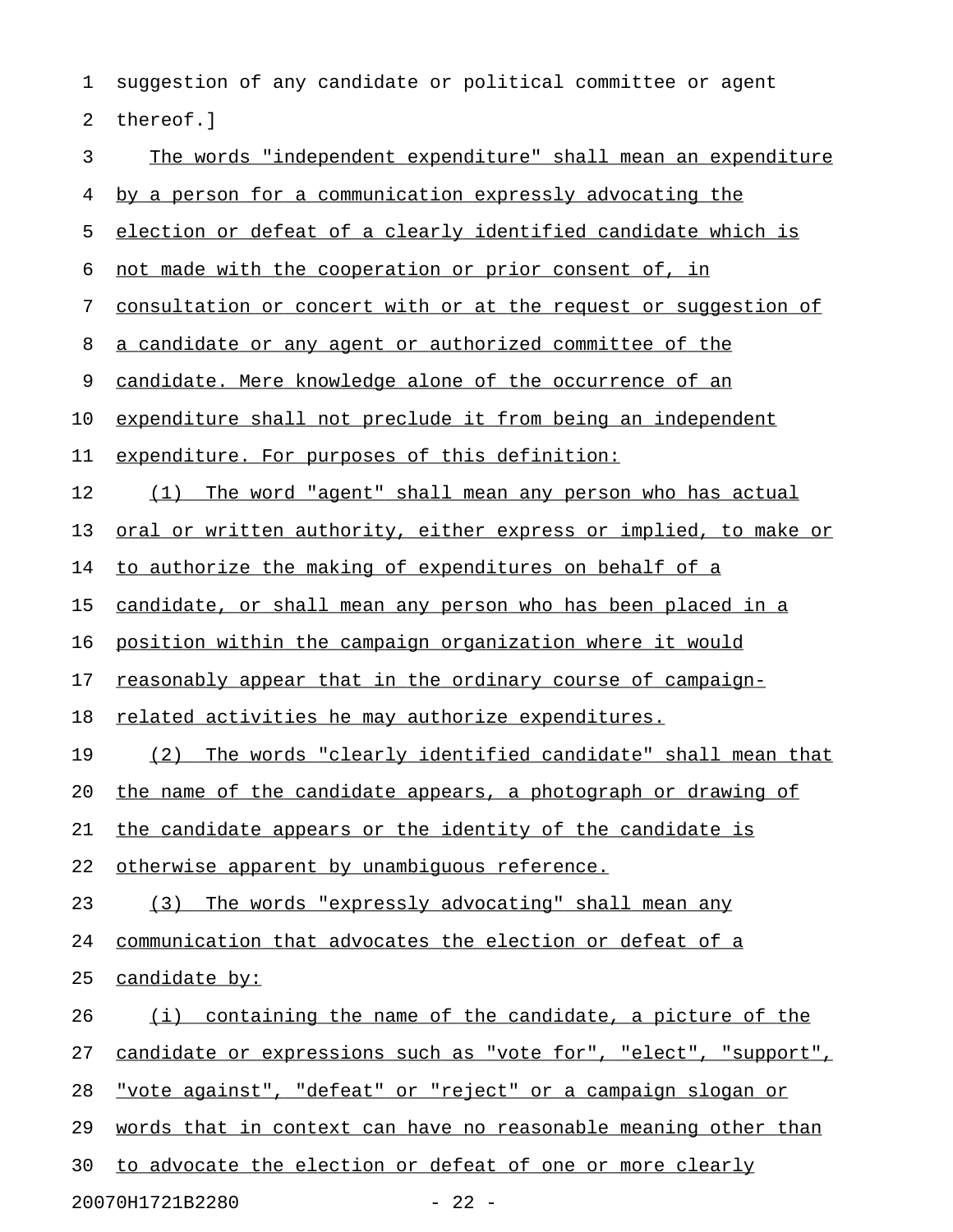suggestion of any candidate or political committee or agent thereof.]

The words "independent expenditure" shall mean an expenditure by a person for a communication expressly advocating the election or defeat of a clearly identified candidate which is not made with the cooperation or prior consent of, in consultation or concert with or at the request or suggestion of a candidate or any agent or authorized committee of the candidate. Mere knowledge alone of the occurrence of an expenditure shall not preclude it from being an independent expenditure. For purposes of this definition:

(1) The word "agent" shall mean any person who has actual oral or written authority, either express or implied, to make or to authorize the making of expenditures on behalf of a candidate, or shall mean any person who has been placed in a position within the campaign organization where it would reasonably appear that in the ordinary course of campaign-related activities he may authorize expenditures.

(2) The words "clearly identified candidate" shall mean that the name of the candidate appears, a photograph or drawing of the candidate appears or the identity of the candidate is otherwise apparent by unambiguous reference.

(3) The words "expressly advocating" shall mean any communication that advocates the election or defeat of a candidate by:

(i) containing the name of the candidate, a picture of the candidate or expressions such as "vote for", "elect", "support", "vote against", "defeat" or "reject" or a campaign slogan or words that in context can have no reasonable meaning other than to advocate the election or defeat of one or more clearly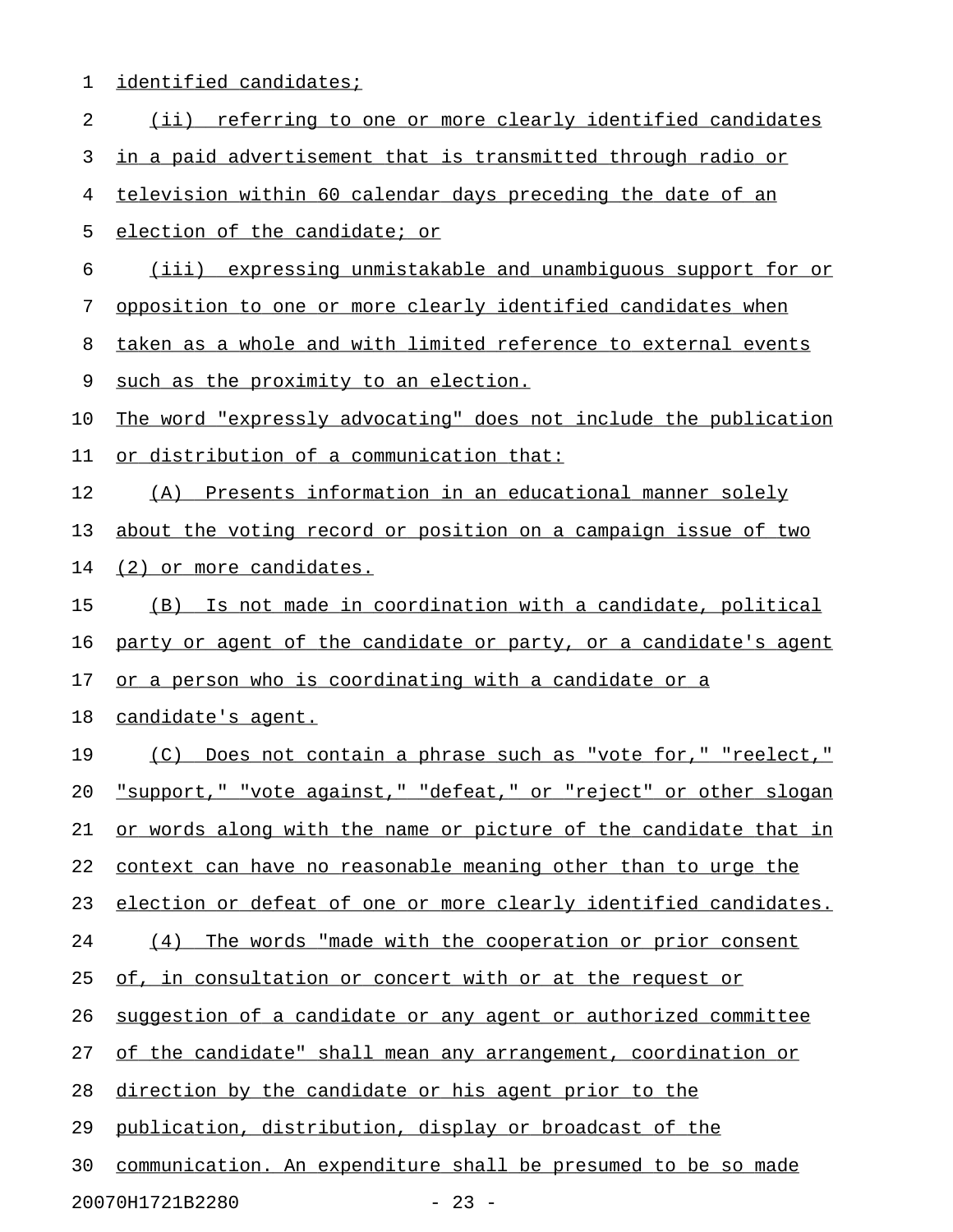identified candidates;

(ii) referring to one or more clearly identified candidates in a paid advertisement that is transmitted through radio or television within 60 calendar days preceding the date of an election of the candidate; or

(iii) expressing unmistakable and unambiguous support for or opposition to one or more clearly identified candidates when taken as a whole and with limited reference to external events such as the proximity to an election.

The word "expressly advocating" does not include the publication or distribution of a communication that:

(A) Presents information in an educational manner solely about the voting record or position on a campaign issue of two (2) or more candidates.

(B) Is not made in coordination with a candidate, political party or agent of the candidate or party, or a candidate's agent or a person who is coordinating with a candidate or a candidate's agent.

(C) Does not contain a phrase such as "vote for," "reelect," "support," "vote against," "defeat," or "reject" or other slogan or words along with the name or picture of the candidate that in context can have no reasonable meaning other than to urge the election or defeat of one or more clearly identified candidates.

(4) The words "made with the cooperation or prior consent of, in consultation or concert with or at the request or suggestion of a candidate or any agent or authorized committee of the candidate" shall mean any arrangement, coordination or direction by the candidate or his agent prior to the publication, distribution, display or broadcast of the communication. An expenditure shall be presumed to be so made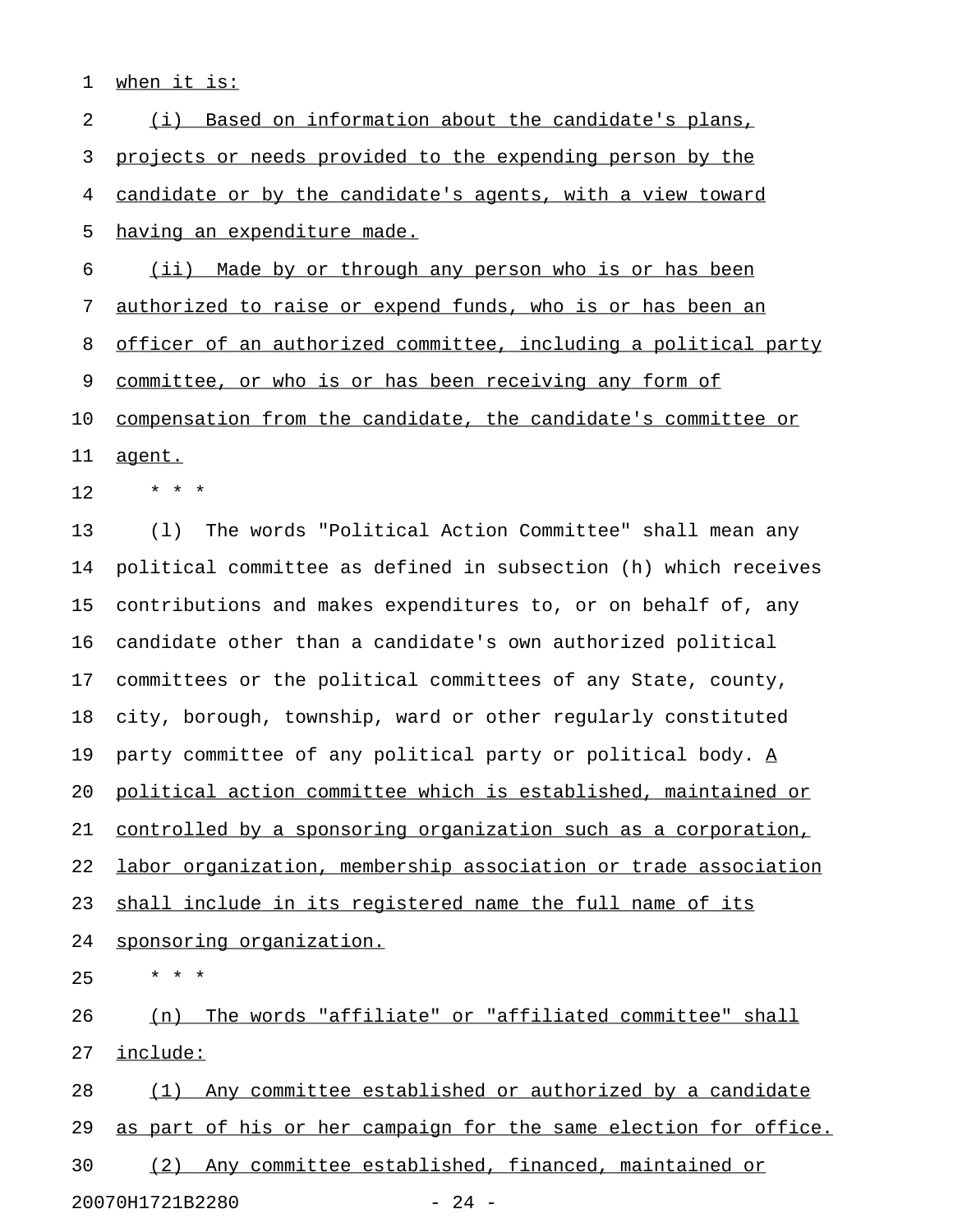when it is:

(i) Based on information about the candidate's plans, projects or needs provided to the expending person by the candidate or by the candidate's agents, with a view toward having an expenditure made.

(ii) Made by or through any person who is or has been authorized to raise or expend funds, who is or has been an officer of an authorized committee, including a political party committee, or who is or has been receiving any form of compensation from the candidate, the candidate's committee or agent.

\* \* \*

(l) The words "Political Action Committee" shall mean any political committee as defined in subsection (h) which receives contributions and makes expenditures to, or on behalf of, any candidate other than a candidate's own authorized political committees or the political committees of any State, county, city, borough, township, ward or other regularly constituted party committee of any political party or political body. A political action committee which is established, maintained or controlled by a sponsoring organization such as a corporation, labor organization, membership association or trade association shall include in its registered name the full name of its sponsoring organization.

\* \* \*

(n) The words "affiliate" or "affiliated committee" shall include:

(1) Any committee established or authorized by a candidate as part of his or her campaign for the same election for office.

(2) Any committee established, financed, maintained or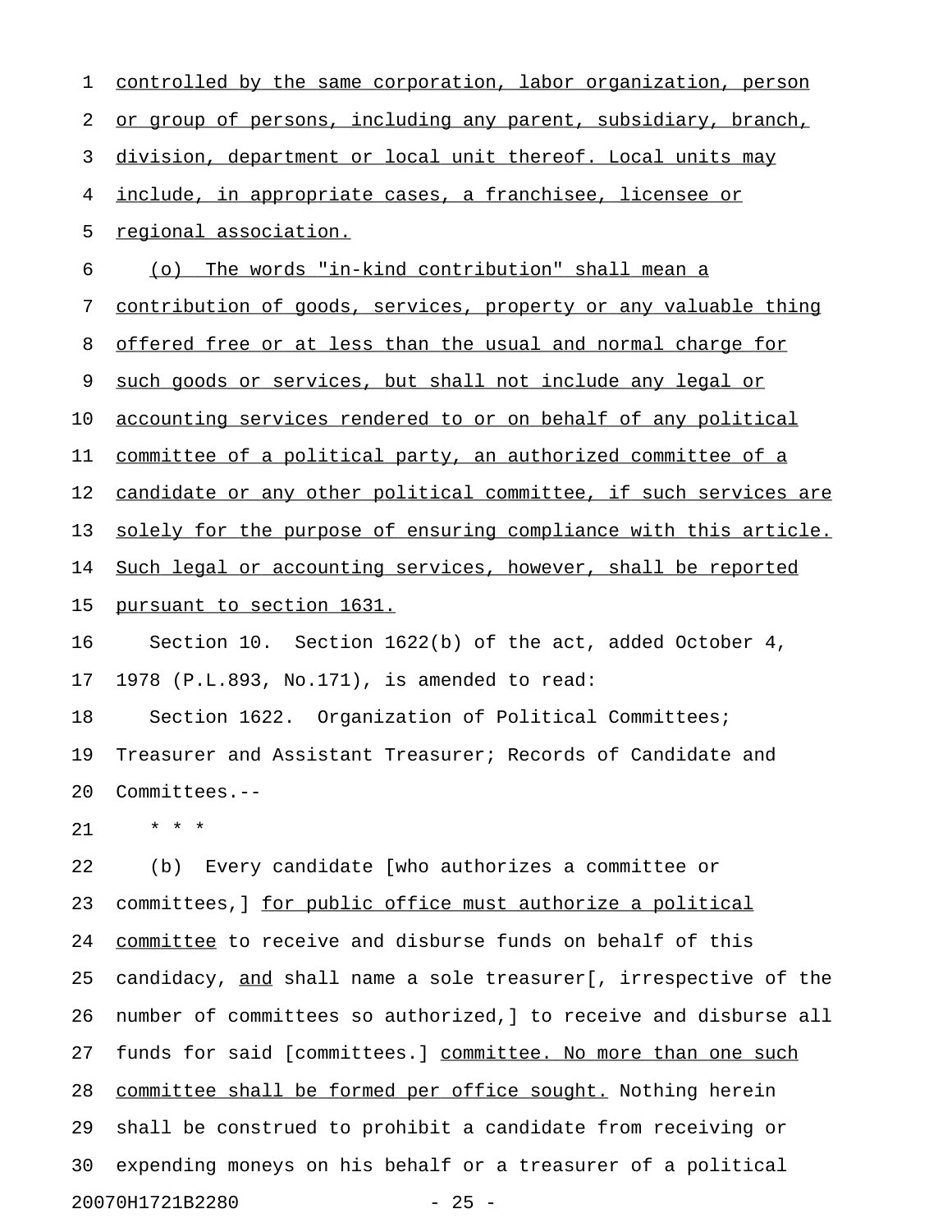controlled by the same corporation, labor organization, person or group of persons, including any parent, subsidiary, branch, division, department or local unit thereof. Local units may include, in appropriate cases, a franchisee, licensee or regional association.

(o) The words "in-kind contribution" shall mean a contribution of goods, services, property or any valuable thing offered free or at less than the usual and normal charge for such goods or services, but shall not include any legal or accounting services rendered to or on behalf of any political committee of a political party, an authorized committee of a candidate or any other political committee, if such services are solely for the purpose of ensuring compliance with this article. Such legal or accounting services, however, shall be reported pursuant to section 1631.

Section 10. Section 1622(b) of the act, added October 4, 1978 (P.L.893, No.171), is amended to read:

Section 1622. Organization of Political Committees; Treasurer and Assistant Treasurer; Records of Candidate and Committees.--

* * *

(b) Every candidate [who authorizes a committee or committees,] for public office must authorize a political committee to receive and disburse funds on behalf of this candidacy, and shall name a sole treasurer[, irrespective of the number of committees so authorized,] to receive and disburse all funds for said [committees.] committee. No more than one such committee shall be formed per office sought. Nothing herein shall be construed to prohibit a candidate from receiving or expending moneys on his behalf or a treasurer of a political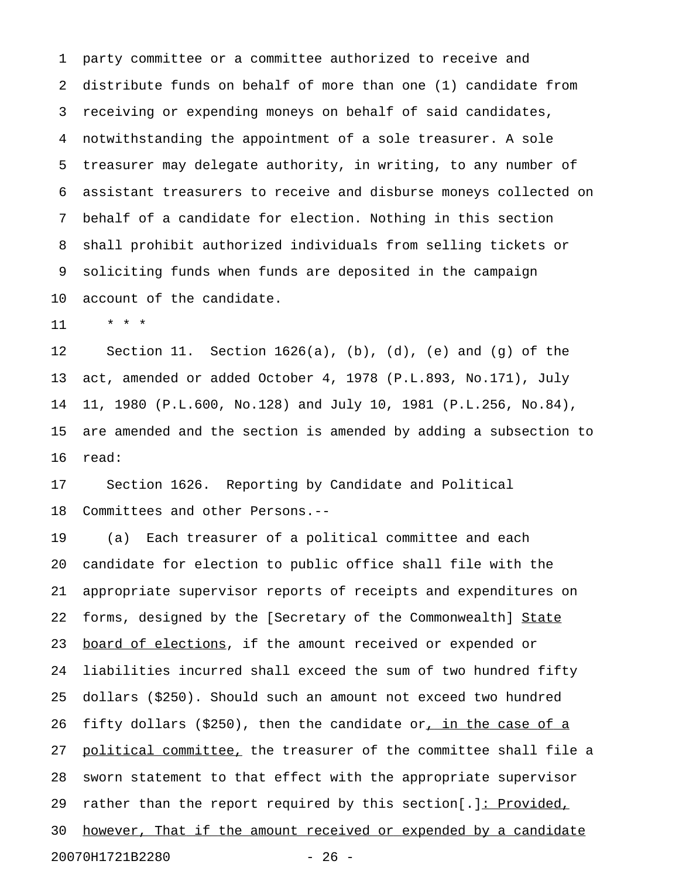party committee or a committee authorized to receive and distribute funds on behalf of more than one (1) candidate from receiving or expending moneys on behalf of said candidates, notwithstanding the appointment of a sole treasurer. A sole treasurer may delegate authority, in writing, to any number of assistant treasurers to receive and disburse moneys collected on behalf of a candidate for election. Nothing in this section shall prohibit authorized individuals from selling tickets or soliciting funds when funds are deposited in the campaign account of the candidate.

\* \* \*

Section 11. Section 1626(a), (b), (d), (e) and (g) of the act, amended or added October 4, 1978 (P.L.893, No.171), July 11, 1980 (P.L.600, No.128) and July 10, 1981 (P.L.256, No.84), are amended and the section is amended by adding a subsection to read:

Section 1626. Reporting by Candidate and Political Committees and other Persons.--

(a) Each treasurer of a political committee and each candidate for election to public office shall file with the appropriate supervisor reports of receipts and expenditures on forms, designed by the [Secretary of the Commonwealth] <u>State board of elections</u>, if the amount received or expended or liabilities incurred shall exceed the sum of two hundred fifty dollars ($250). Should such an amount not exceed two hundred fifty dollars ($250), then the candidate or<u>, in the case of a political committee,</u> the treasurer of the committee shall file a sworn statement to that effect with the appropriate supervisor rather than the report required by this section[.]<u>: Provided, however, That if the amount received or expended by a candidate</u>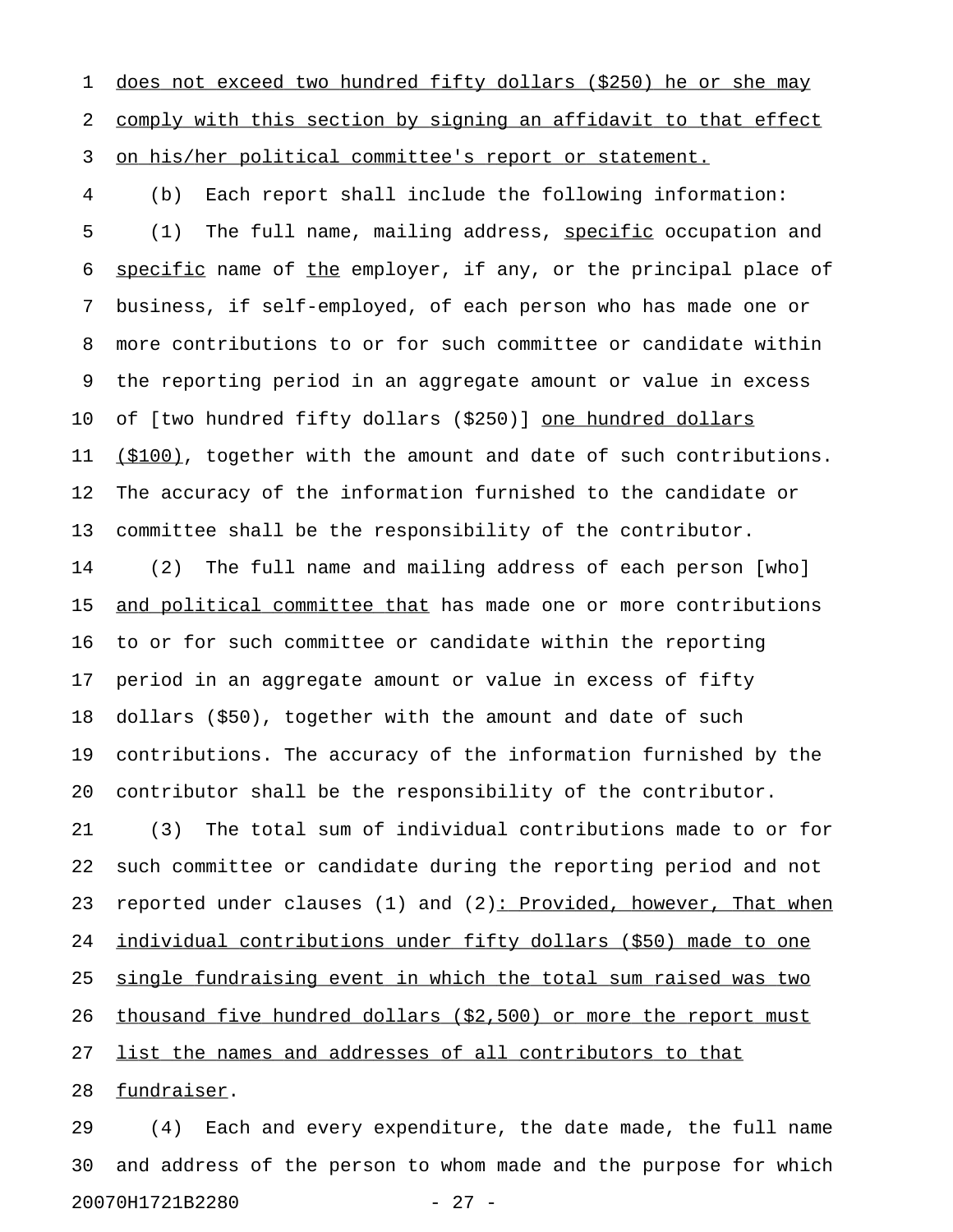does not exceed two hundred fifty dollars ($250) he or she may comply with this section by signing an affidavit to that effect on his/her political committee's report or statement.

(b) Each report shall include the following information:

(1) The full name, mailing address, specific occupation and specific name of the employer, if any, or the principal place of business, if self-employed, of each person who has made one or more contributions to or for such committee or candidate within the reporting period in an aggregate amount or value in excess of [two hundred fifty dollars ($250)] one hundred dollars ($100), together with the amount and date of such contributions. The accuracy of the information furnished to the candidate or committee shall be the responsibility of the contributor.

(2) The full name and mailing address of each person [who] and political committee that has made one or more contributions to or for such committee or candidate within the reporting period in an aggregate amount or value in excess of fifty dollars ($50), together with the amount and date of such contributions. The accuracy of the information furnished by the contributor shall be the responsibility of the contributor.

(3) The total sum of individual contributions made to or for such committee or candidate during the reporting period and not reported under clauses (1) and (2): Provided, however, That when individual contributions under fifty dollars ($50) made to one single fundraising event in which the total sum raised was two thousand five hundred dollars ($2,500) or more the report must list the names and addresses of all contributors to that fundraiser.

(4) Each and every expenditure, the date made, the full name and address of the person to whom made and the purpose for which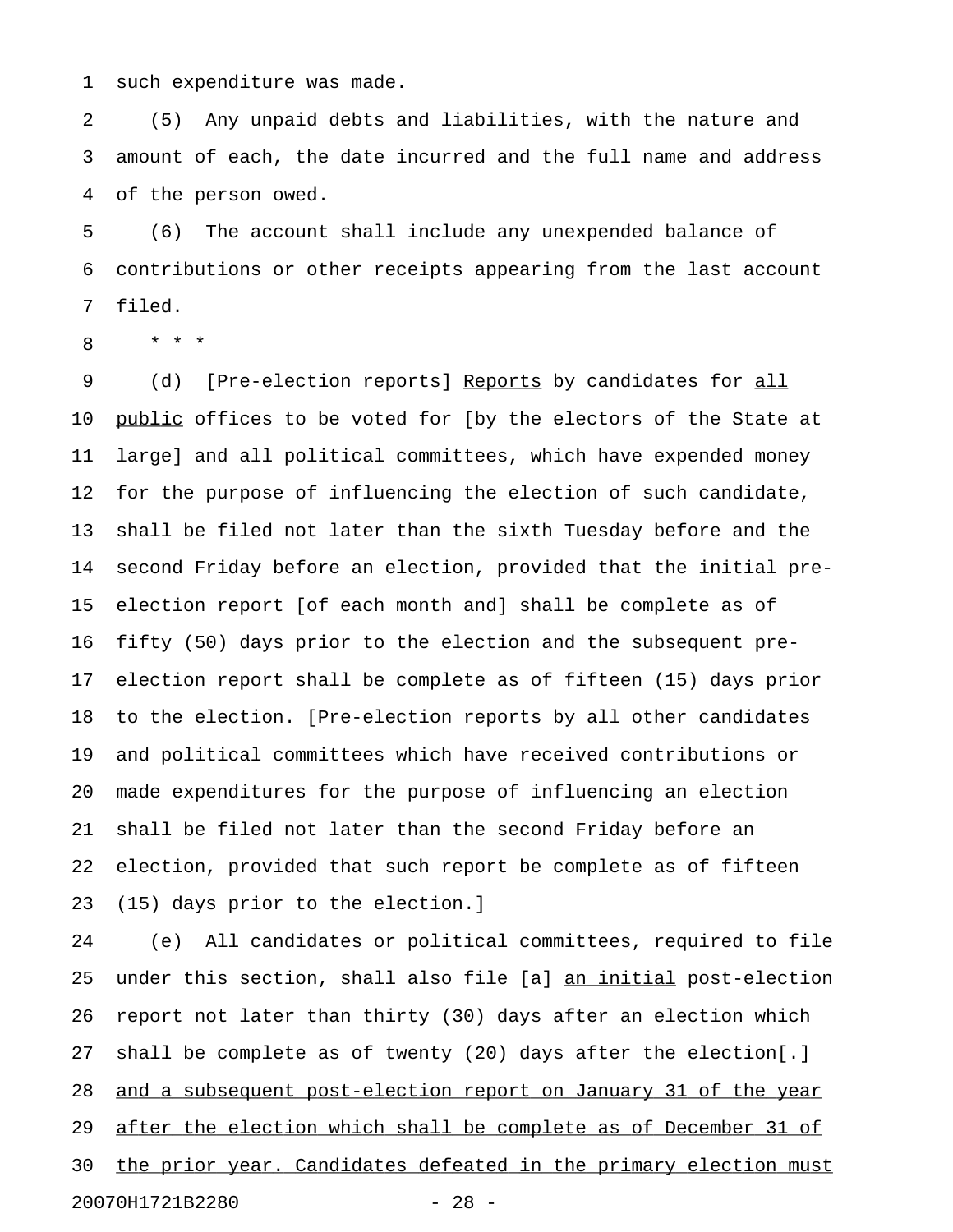such expenditure was made.

(5) Any unpaid debts and liabilities, with the nature and amount of each, the date incurred and the full name and address of the person owed.

(6) The account shall include any unexpended balance of contributions or other receipts appearing from the last account filed.

\* \* \*

(d) [Pre-election reports] Reports by candidates for all public offices to be voted for [by the electors of the State at large] and all political committees, which have expended money for the purpose of influencing the election of such candidate, shall be filed not later than the sixth Tuesday before and the second Friday before an election, provided that the initial pre-election report [of each month and] shall be complete as of fifty (50) days prior to the election and the subsequent pre-election report shall be complete as of fifteen (15) days prior to the election. [Pre-election reports by all other candidates and political committees which have received contributions or made expenditures for the purpose of influencing an election shall be filed not later than the second Friday before an election, provided that such report be complete as of fifteen (15) days prior to the election.]

(e) All candidates or political committees, required to file under this section, shall also file [a] an initial post-election report not later than thirty (30) days after an election which shall be complete as of twenty (20) days after the election[.] and a subsequent post-election report on January 31 of the year after the election which shall be complete as of December 31 of the prior year. Candidates defeated in the primary election must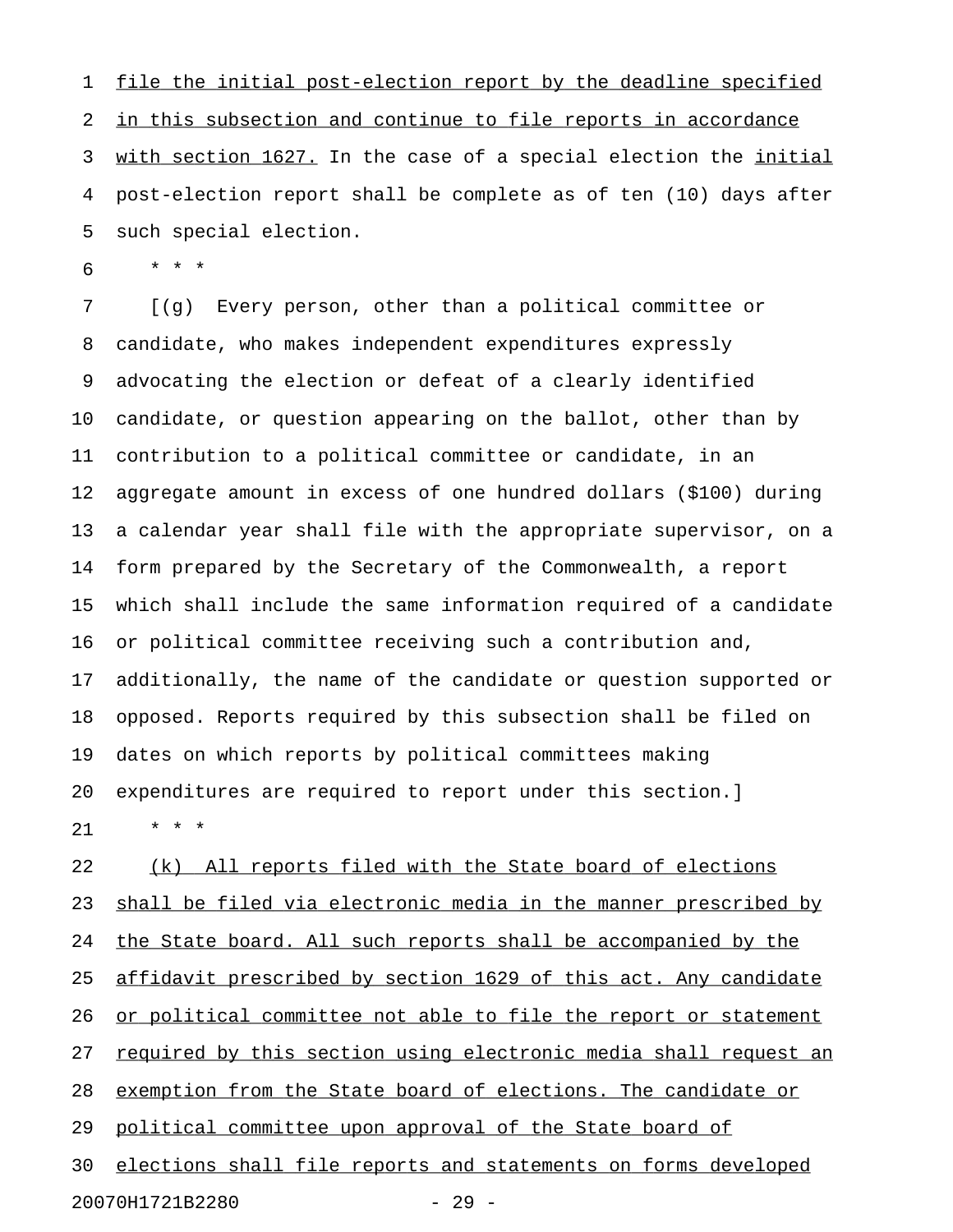file the initial post-election report by the deadline specified in this subsection and continue to file reports in accordance with section 1627. In the case of a special election the initial post-election report shall be complete as of ten (10) days after such special election.

\* \* \*

[(g) Every person, other than a political committee or candidate, who makes independent expenditures expressly advocating the election or defeat of a clearly identified candidate, or question appearing on the ballot, other than by contribution to a political committee or candidate, in an aggregate amount in excess of one hundred dollars ($100) during a calendar year shall file with the appropriate supervisor, on a form prepared by the Secretary of the Commonwealth, a report which shall include the same information required of a candidate or political committee receiving such a contribution and, additionally, the name of the candidate or question supported or opposed. Reports required by this subsection shall be filed on dates on which reports by political committees making expenditures are required to report under this section.]

\* \* \*

(k) All reports filed with the State board of elections shall be filed via electronic media in the manner prescribed by the State board. All such reports shall be accompanied by the affidavit prescribed by section 1629 of this act. Any candidate or political committee not able to file the report or statement required by this section using electronic media shall request an exemption from the State board of elections. The candidate or political committee upon approval of the State board of elections shall file reports and statements on forms developed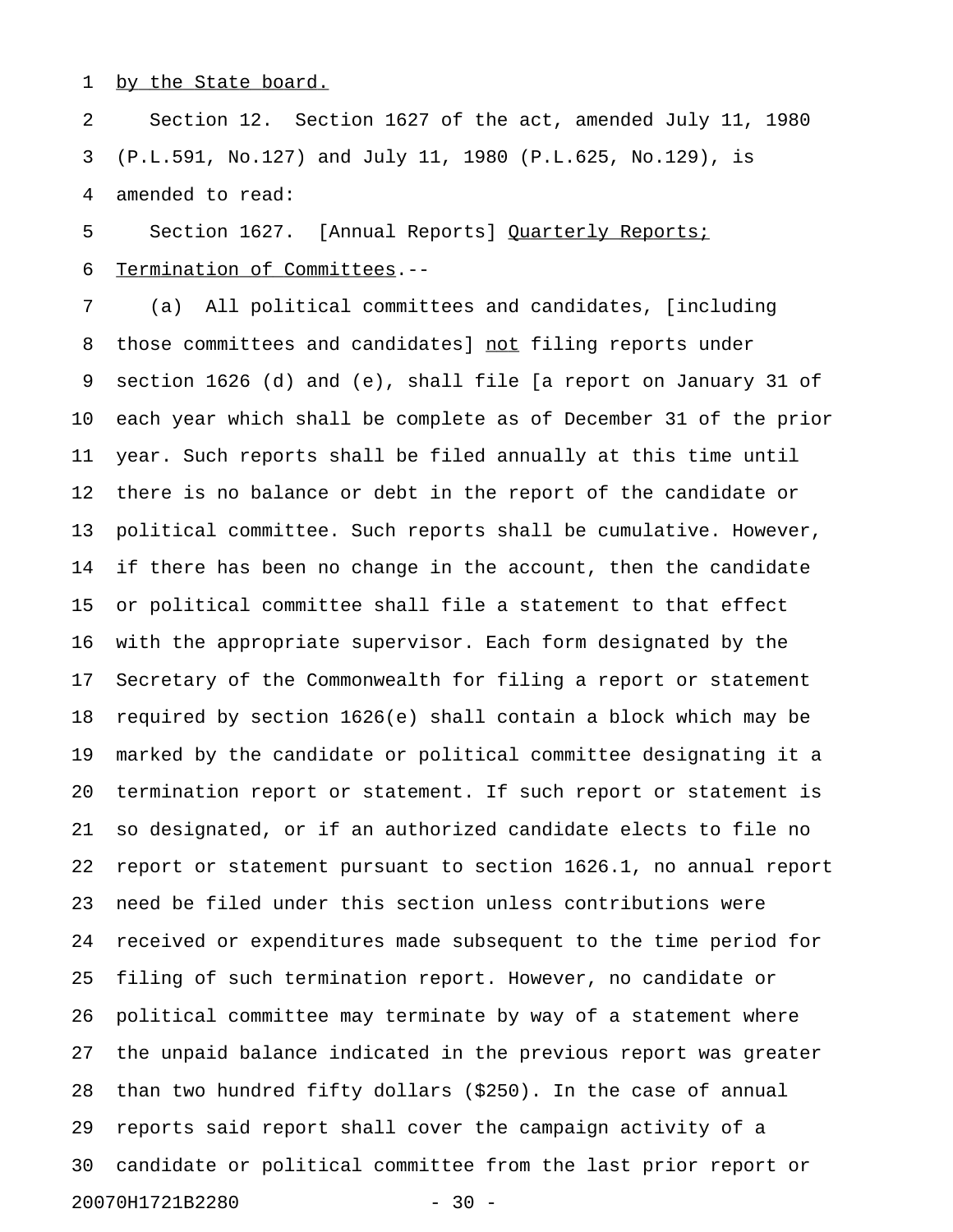by the State board.

Section 12. Section 1627 of the act, amended July 11, 1980 (P.L.591, No.127) and July 11, 1980 (P.L.625, No.129), is amended to read:

Section 1627. [Annual Reports] Quarterly Reports; Termination of Committees.--

(a) All political committees and candidates, [including those committees and candidates] not filing reports under section 1626 (d) and (e), shall file [a report on January 31 of each year which shall be complete as of December 31 of the prior year. Such reports shall be filed annually at this time until there is no balance or debt in the report of the candidate or political committee. Such reports shall be cumulative. However, if there has been no change in the account, then the candidate or political committee shall file a statement to that effect with the appropriate supervisor. Each form designated by the Secretary of the Commonwealth for filing a report or statement required by section 1626(e) shall contain a block which may be marked by the candidate or political committee designating it a termination report or statement. If such report or statement is so designated, or if an authorized candidate elects to file no report or statement pursuant to section 1626.1, no annual report need be filed under this section unless contributions were received or expenditures made subsequent to the time period for filing of such termination report. However, no candidate or political committee may terminate by way of a statement where the unpaid balance indicated in the previous report was greater than two hundred fifty dollars ($250). In the case of annual reports said report shall cover the campaign activity of a candidate or political committee from the last prior report or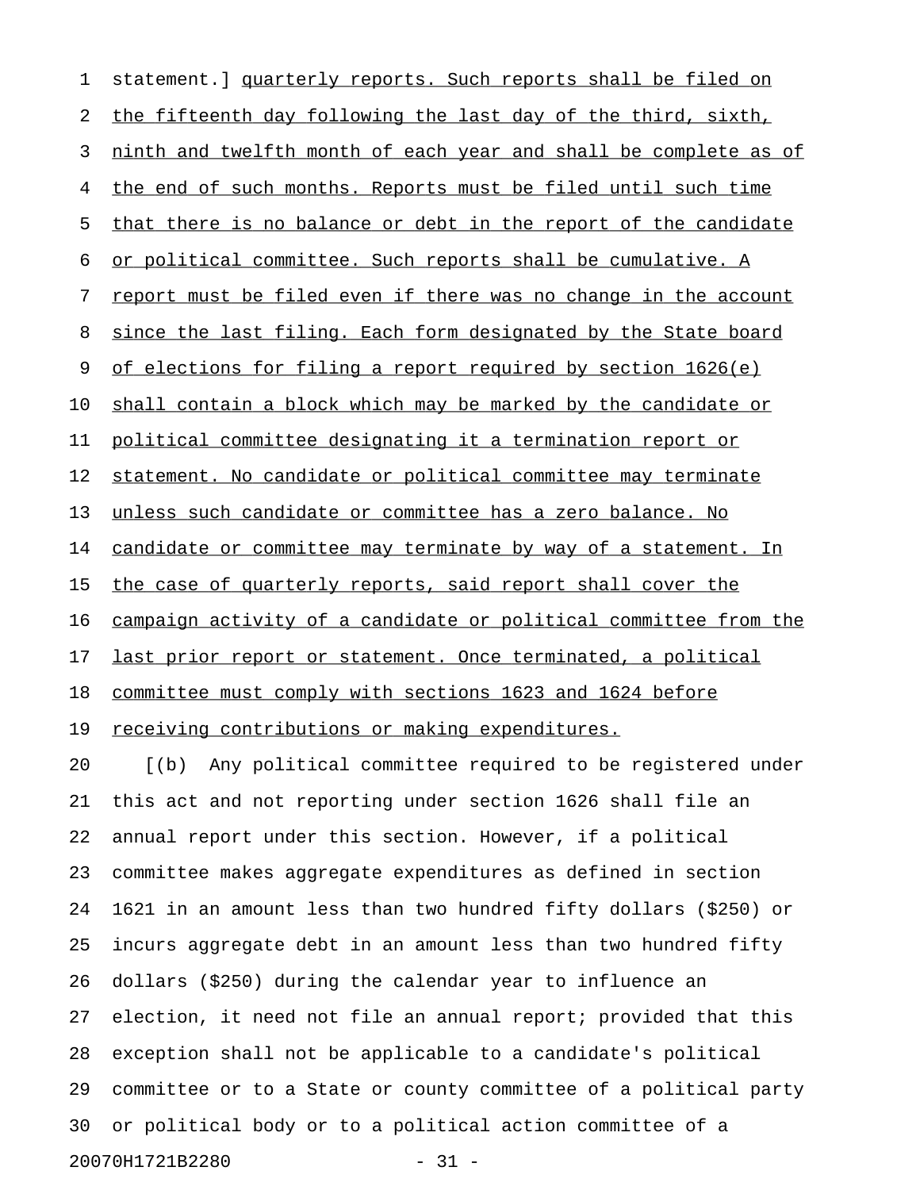statement.] quarterly reports. Such reports shall be filed on the fifteenth day following the last day of the third, sixth, ninth and twelfth month of each year and shall be complete as of the end of such months. Reports must be filed until such time that there is no balance or debt in the report of the candidate or political committee. Such reports shall be cumulative. A report must be filed even if there was no change in the account since the last filing. Each form designated by the State board of elections for filing a report required by section 1626(e) shall contain a block which may be marked by the candidate or political committee designating it a termination report or statement. No candidate or political committee may terminate unless such candidate or committee has a zero balance. No candidate or committee may terminate by way of a statement. In the case of quarterly reports, said report shall cover the campaign activity of a candidate or political committee from the last prior report or statement. Once terminated, a political committee must comply with sections 1623 and 1624 before receiving contributions or making expenditures.

[(b) Any political committee required to be registered under this act and not reporting under section 1626 shall file an annual report under this section. However, if a political committee makes aggregate expenditures as defined in section 1621 in an amount less than two hundred fifty dollars ($250) or incurs aggregate debt in an amount less than two hundred fifty dollars ($250) during the calendar year to influence an election, it need not file an annual report; provided that this exception shall not be applicable to a candidate's political committee or to a State or county committee of a political party or political body or to a political action committee of a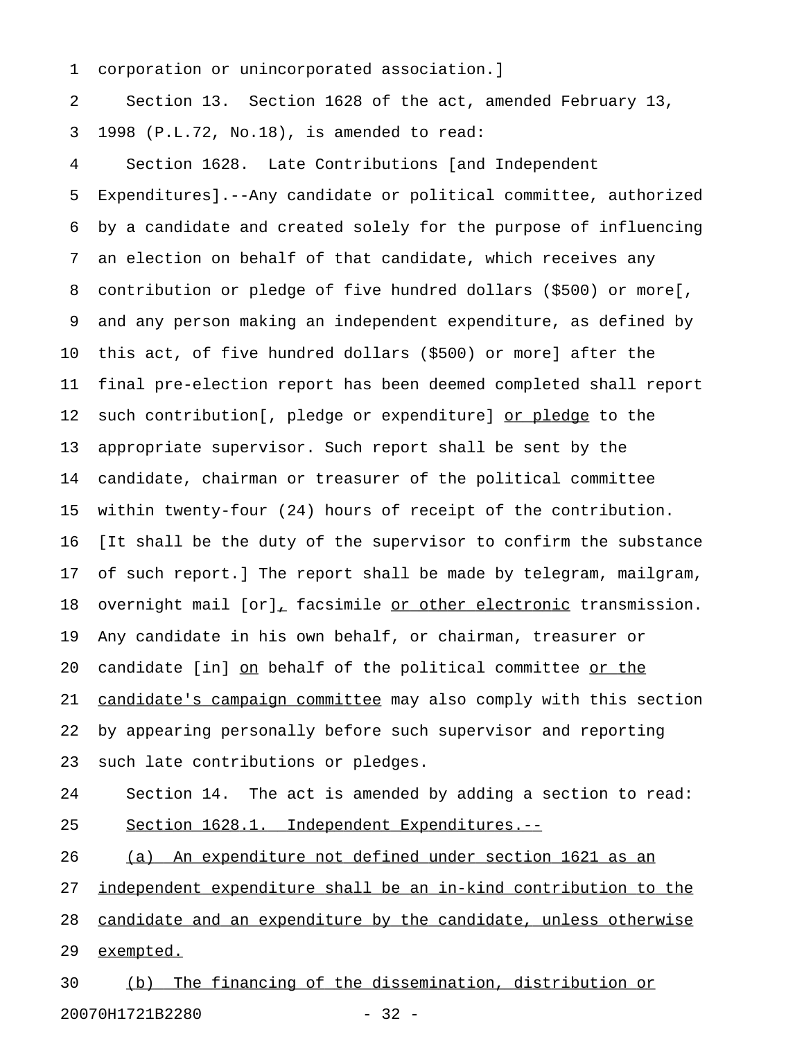corporation or unincorporated association.]

Section 13. Section 1628 of the act, amended February 13, 1998 (P.L.72, No.18), is amended to read:

Section 1628. Late Contributions [and Independent Expenditures].--Any candidate or political committee, authorized by a candidate and created solely for the purpose of influencing an election on behalf of that candidate, which receives any contribution or pledge of five hundred dollars ($500) or more[, and any person making an independent expenditure, as defined by this act, of five hundred dollars ($500) or more] after the final pre-election report has been deemed completed shall report such contribution[, pledge or expenditure] <u>or pledge</u> to the appropriate supervisor. Such report shall be sent by the candidate, chairman or treasurer of the political committee within twenty-four (24) hours of receipt of the contribution. [It shall be the duty of the supervisor to confirm the substance of such report.] The report shall be made by telegram, mailgram, overnight mail [or]<u>,</u> facsimile <u>or other electronic</u> transmission. Any candidate in his own behalf, or chairman, treasurer or candidate [in] <u>on</u> behalf of the political committee <u>or the candidate's campaign committee</u> may also comply with this section by appearing personally before such supervisor and reporting such late contributions or pledges.

Section 14. The act is amended by adding a section to read:

<u>Section 1628.1. Independent Expenditures.--</u>

<u>(a) An expenditure not defined under section 1621 as an independent expenditure shall be an in-kind contribution to the candidate and an expenditure by the candidate, unless otherwise exempted.</u>

<u>(b) The financing of the dissemination, distribution or</u>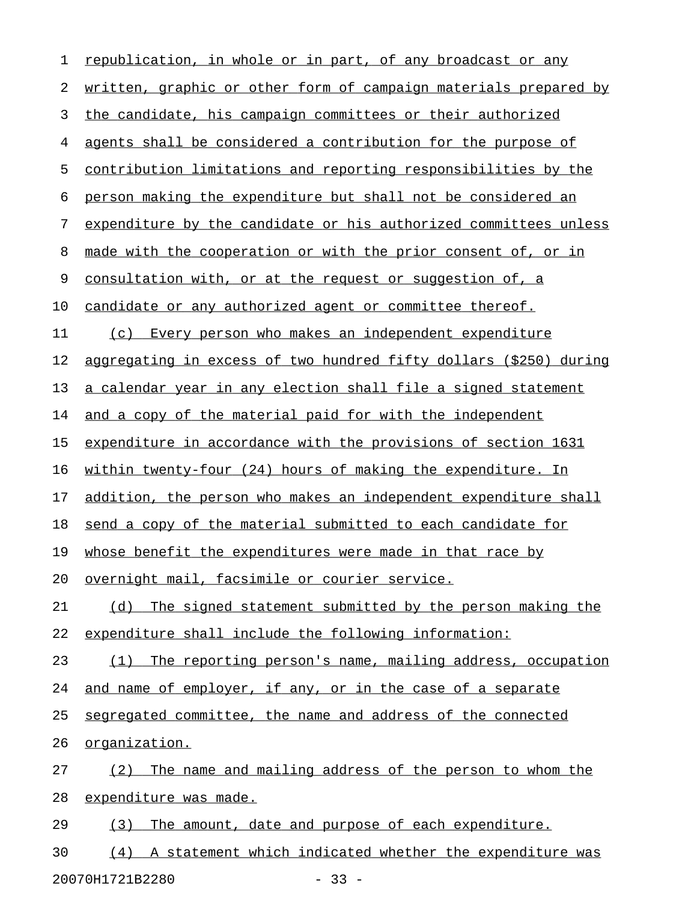republication, in whole or in part, of any broadcast or any written, graphic or other form of campaign materials prepared by the candidate, his campaign committees or their authorized agents shall be considered a contribution for the purpose of contribution limitations and reporting responsibilities by the person making the expenditure but shall not be considered an expenditure by the candidate or his authorized committees unless made with the cooperation or with the prior consent of, or in consultation with, or at the request or suggestion of, a candidate or any authorized agent or committee thereof.

(c) Every person who makes an independent expenditure aggregating in excess of two hundred fifty dollars ($250) during a calendar year in any election shall file a signed statement and a copy of the material paid for with the independent expenditure in accordance with the provisions of section 1631 within twenty-four (24) hours of making the expenditure. In addition, the person who makes an independent expenditure shall send a copy of the material submitted to each candidate for whose benefit the expenditures were made in that race by overnight mail, facsimile or courier service.

(d) The signed statement submitted by the person making the expenditure shall include the following information:

(1) The reporting person's name, mailing address, occupation and name of employer, if any, or in the case of a separate segregated committee, the name and address of the connected organization.

(2) The name and mailing address of the person to whom the expenditure was made.

(3) The amount, date and purpose of each expenditure.

(4) A statement which indicated whether the expenditure was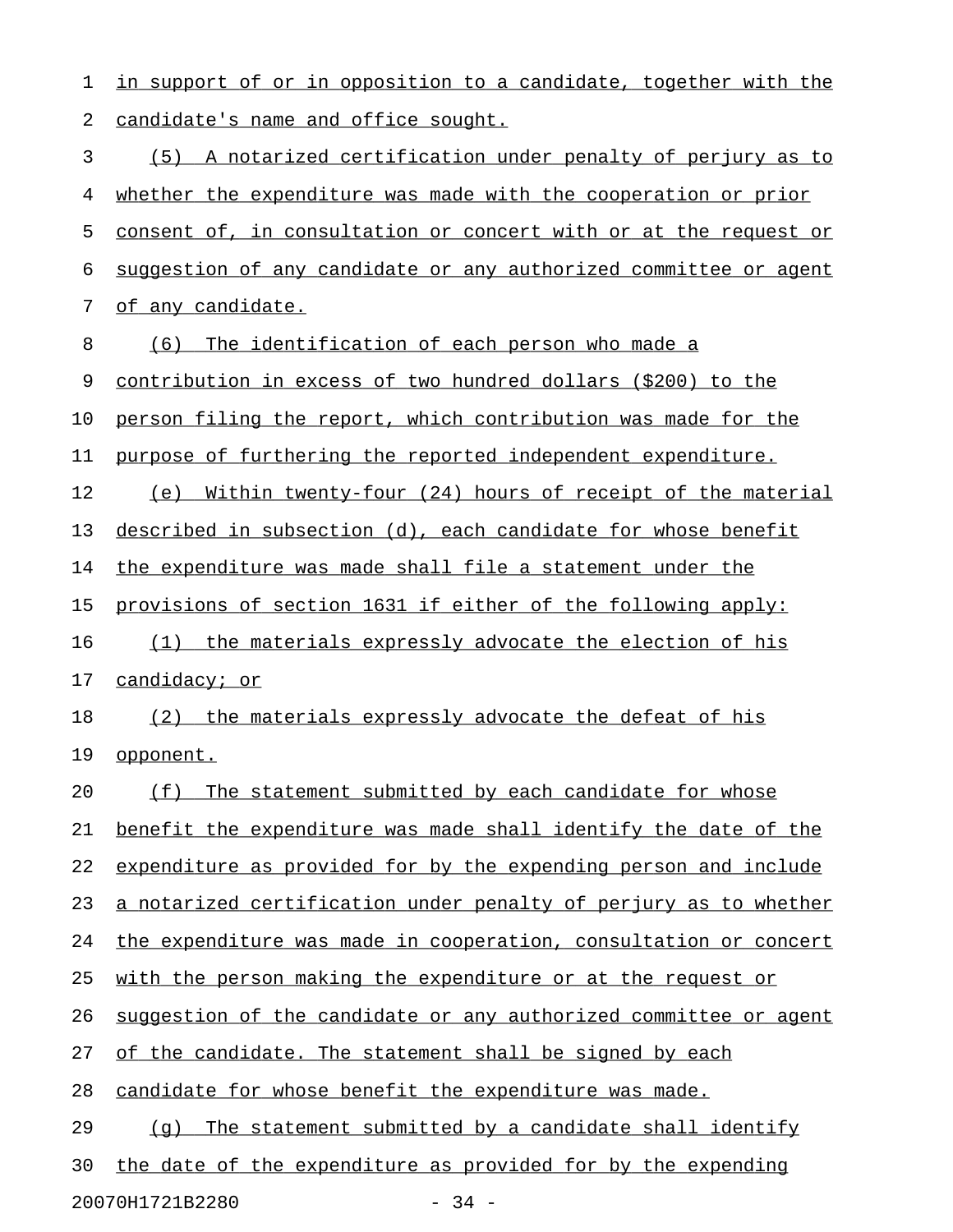in support of or in opposition to a candidate, together with the candidate's name and office sought.

(5) A notarized certification under penalty of perjury as to whether the expenditure was made with the cooperation or prior consent of, in consultation or concert with or at the request or suggestion of any candidate or any authorized committee or agent of any candidate.

(6) The identification of each person who made a contribution in excess of two hundred dollars ($200) to the person filing the report, which contribution was made for the purpose of furthering the reported independent expenditure.

(e) Within twenty-four (24) hours of receipt of the material described in subsection (d), each candidate for whose benefit the expenditure was made shall file a statement under the provisions of section 1631 if either of the following apply:

(1) the materials expressly advocate the election of his candidacy; or

(2) the materials expressly advocate the defeat of his opponent.

(f) The statement submitted by each candidate for whose benefit the expenditure was made shall identify the date of the expenditure as provided for by the expending person and include a notarized certification under penalty of perjury as to whether the expenditure was made in cooperation, consultation or concert with the person making the expenditure or at the request or suggestion of the candidate or any authorized committee or agent of the candidate. The statement shall be signed by each candidate for whose benefit the expenditure was made.

(g) The statement submitted by a candidate shall identify the date of the expenditure as provided for by the expending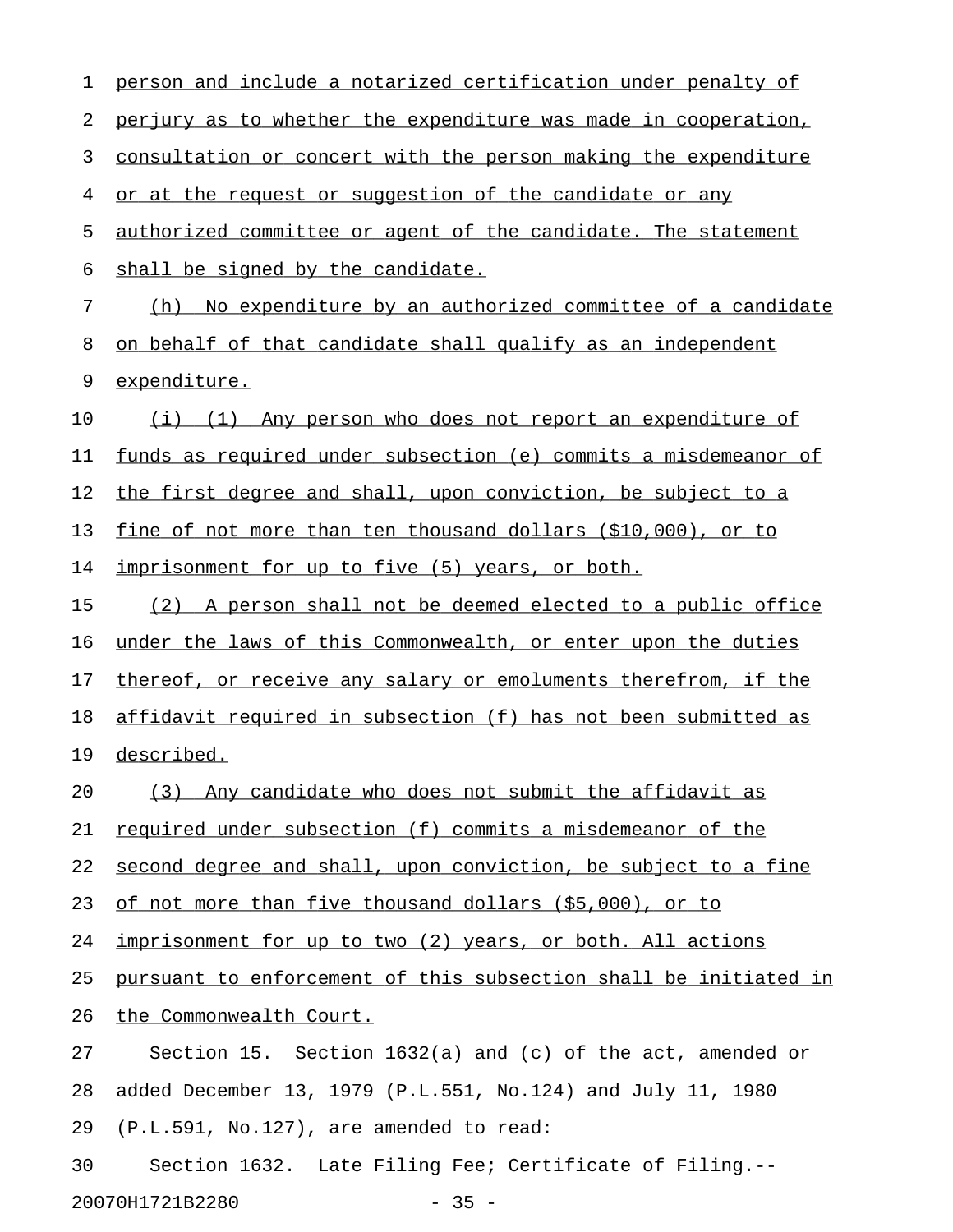person and include a notarized certification under penalty of perjury as to whether the expenditure was made in cooperation, consultation or concert with the person making the expenditure or at the request or suggestion of the candidate or any authorized committee or agent of the candidate. The statement shall be signed by the candidate.

(h) No expenditure by an authorized committee of a candidate on behalf of that candidate shall qualify as an independent expenditure.

(i) (1) Any person who does not report an expenditure of funds as required under subsection (e) commits a misdemeanor of the first degree and shall, upon conviction, be subject to a fine of not more than ten thousand dollars ($10,000), or to imprisonment for up to five (5) years, or both.

(2) A person shall not be deemed elected to a public office under the laws of this Commonwealth, or enter upon the duties thereof, or receive any salary or emoluments therefrom, if the affidavit required in subsection (f) has not been submitted as described.

(3) Any candidate who does not submit the affidavit as required under subsection (f) commits a misdemeanor of the second degree and shall, upon conviction, be subject to a fine of not more than five thousand dollars ($5,000), or to imprisonment for up to two (2) years, or both. All actions pursuant to enforcement of this subsection shall be initiated in the Commonwealth Court.

Section 15. Section 1632(a) and (c) of the act, amended or added December 13, 1979 (P.L.551, No.124) and July 11, 1980 (P.L.591, No.127), are amended to read:

Section 1632. Late Filing Fee; Certificate of Filing.--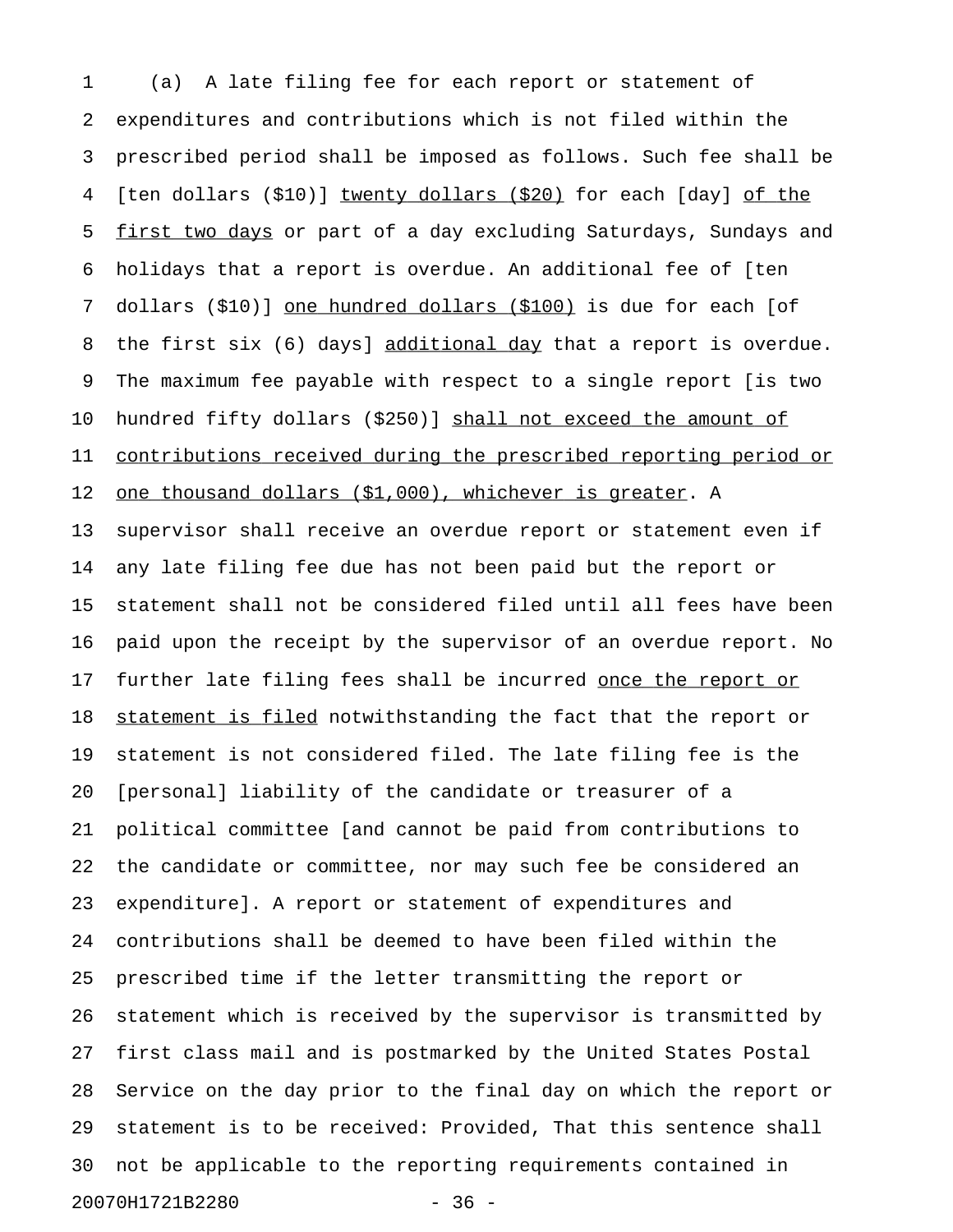(a) A late filing fee for each report or statement of expenditures and contributions which is not filed within the prescribed period shall be imposed as follows. Such fee shall be [ten dollars ($10)] <u>twenty dollars ($20)</u> for each [day] <u>of the first two days</u> or part of a day excluding Saturdays, Sundays and holidays that a report is overdue. An additional fee of [ten dollars ($10)] <u>one hundred dollars ($100)</u> is due for each [of the first six (6) days] <u>additional day</u> that a report is overdue. The maximum fee payable with respect to a single report [is two hundred fifty dollars ($250)] <u>shall not exceed the amount of contributions received during the prescribed reporting period or one thousand dollars ($1,000), whichever is greater</u>. A supervisor shall receive an overdue report or statement even if any late filing fee due has not been paid but the report or statement shall not be considered filed until all fees have been paid upon the receipt by the supervisor of an overdue report. No further late filing fees shall be incurred <u>once the report or statement is filed</u> notwithstanding the fact that the report or statement is not considered filed. The late filing fee is the [personal] liability of the candidate or treasurer of a political committee [and cannot be paid from contributions to the candidate or committee, nor may such fee be considered an expenditure]. A report or statement of expenditures and contributions shall be deemed to have been filed within the prescribed time if the letter transmitting the report or statement which is received by the supervisor is transmitted by first class mail and is postmarked by the United States Postal Service on the day prior to the final day on which the report or statement is to be received: Provided, That this sentence shall not be applicable to the reporting requirements contained in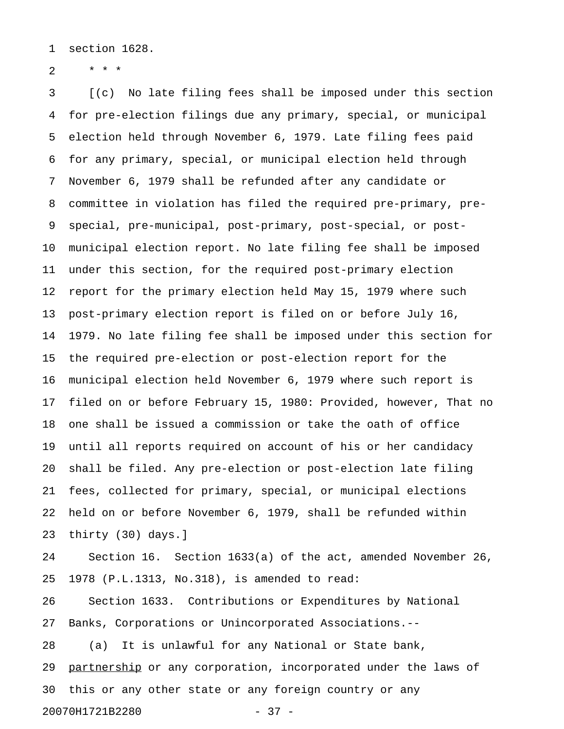section 1628.

\* \* \*

[(c) No late filing fees shall be imposed under this section for pre-election filings due any primary, special, or municipal election held through November 6, 1979. Late filing fees paid for any primary, special, or municipal election held through November 6, 1979 shall be refunded after any candidate or committee in violation has filed the required pre-primary, pre-special, pre-municipal, post-primary, post-special, or post-municipal election report. No late filing fee shall be imposed under this section, for the required post-primary election report for the primary election held May 15, 1979 where such post-primary election report is filed on or before July 16, 1979. No late filing fee shall be imposed under this section for the required pre-election or post-election report for the municipal election held November 6, 1979 where such report is filed on or before February 15, 1980: Provided, however, That no one shall be issued a commission or take the oath of office until all reports required on account of his or her candidacy shall be filed. Any pre-election or post-election late filing fees, collected for primary, special, or municipal elections held on or before November 6, 1979, shall be refunded within thirty (30) days.]

Section 16. Section 1633(a) of the act, amended November 26, 1978 (P.L.1313, No.318), is amended to read:

Section 1633. Contributions or Expenditures by National Banks, Corporations or Unincorporated Associations.--

(a) It is unlawful for any National or State bank, <u>partnership</u> or any corporation, incorporated under the laws of this or any other state or any foreign country or any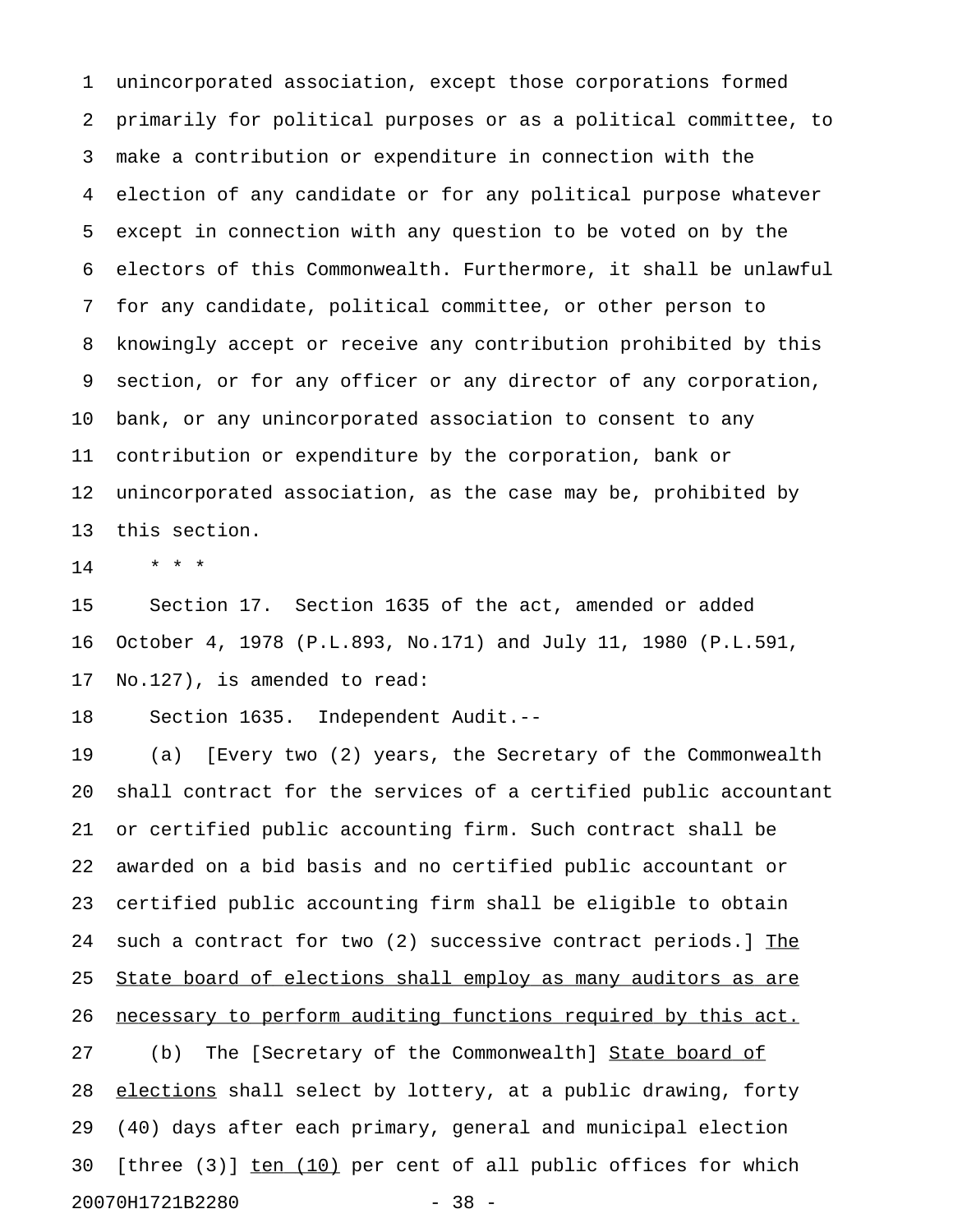unincorporated association, except those corporations formed primarily for political purposes or as a political committee, to make a contribution or expenditure in connection with the election of any candidate or for any political purpose whatever except in connection with any question to be voted on by the electors of this Commonwealth. Furthermore, it shall be unlawful for any candidate, political committee, or other person to knowingly accept or receive any contribution prohibited by this section, or for any officer or any director of any corporation, bank, or any unincorporated association to consent to any contribution or expenditure by the corporation, bank or unincorporated association, as the case may be, prohibited by this section.

\* \* \*

Section 17. Section 1635 of the act, amended or added October 4, 1978 (P.L.893, No.171) and July 11, 1980 (P.L.591, No.127), is amended to read:

Section 1635. Independent Audit.--

(a) [Every two (2) years, the Secretary of the Commonwealth shall contract for the services of a certified public accountant or certified public accounting firm. Such contract shall be awarded on a bid basis and no certified public accountant or certified public accounting firm shall be eligible to obtain such a contract for two (2) successive contract periods.] <u>The State board of elections shall employ as many auditors as are necessary to perform auditing functions required by this act.</u>

(b) The [Secretary of the Commonwealth] <u>State board of elections</u> shall select by lottery, at a public drawing, forty (40) days after each primary, general and municipal election [three (3)] <u>ten (10)</u> per cent of all public offices for which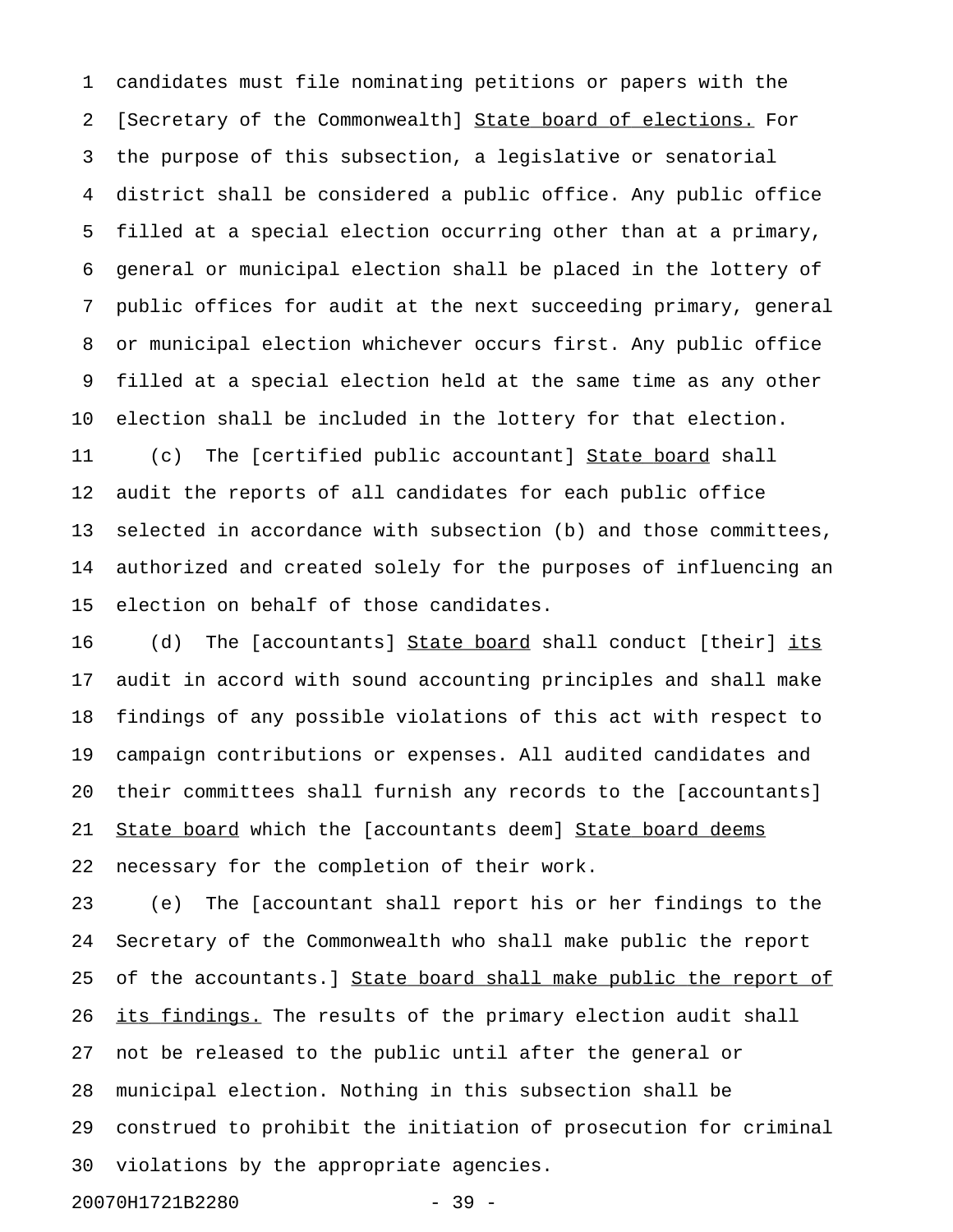candidates must file nominating petitions or papers with the [Secretary of the Commonwealth] <u>State board of elections.</u> For the purpose of this subsection, a legislative or senatorial district shall be considered a public office. Any public office filled at a special election occurring other than at a primary, general or municipal election shall be placed in the lottery of public offices for audit at the next succeeding primary, general or municipal election whichever occurs first. Any public office filled at a special election held at the same time as any other election shall be included in the lottery for that election.

(c) The [certified public accountant] <u>State board</u> shall audit the reports of all candidates for each public office selected in accordance with subsection (b) and those committees, authorized and created solely for the purposes of influencing an election on behalf of those candidates.

(d) The [accountants] <u>State board</u> shall conduct [their] <u>its</u> audit in accord with sound accounting principles and shall make findings of any possible violations of this act with respect to campaign contributions or expenses. All audited candidates and their committees shall furnish any records to the [accountants] <u>State board</u> which the [accountants deem] <u>State board deems</u> necessary for the completion of their work.

(e) The [accountant shall report his or her findings to the Secretary of the Commonwealth who shall make public the report of the accountants.] <u>State board shall make public the report of its findings.</u> The results of the primary election audit shall not be released to the public until after the general or municipal election. Nothing in this subsection shall be construed to prohibit the initiation of prosecution for criminal violations by the appropriate agencies.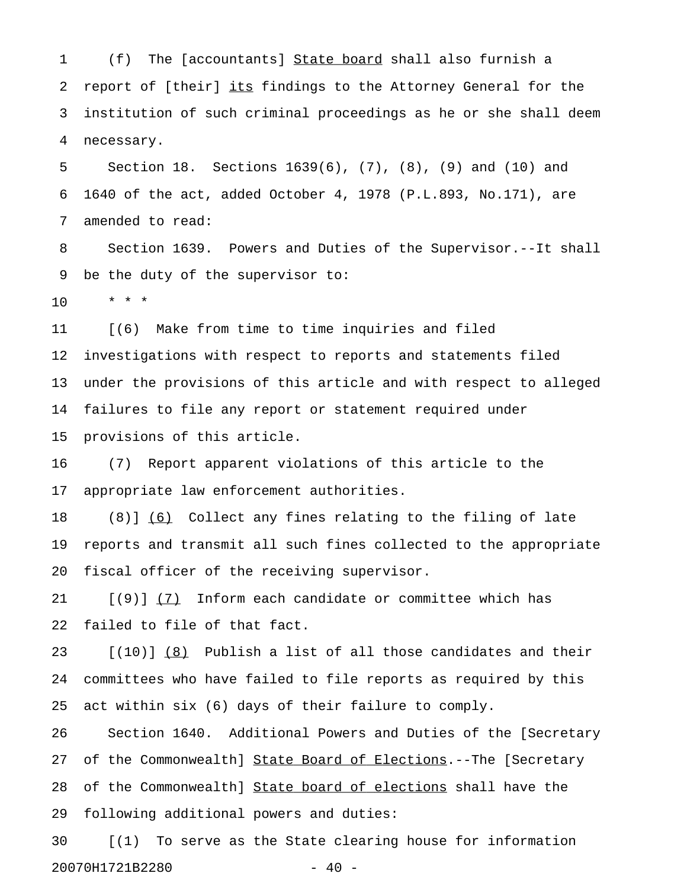(f) The [accountants] State board shall also furnish a report of [their] its findings to the Attorney General for the institution of such criminal proceedings as he or she shall deem necessary.

Section 18. Sections 1639(6), (7), (8), (9) and (10) and 1640 of the act, added October 4, 1978 (P.L.893, No.171), are amended to read:

Section 1639. Powers and Duties of the Supervisor.--It shall be the duty of the supervisor to:

\* \* \*

[(6) Make from time to time inquiries and filed investigations with respect to reports and statements filed under the provisions of this article and with respect to alleged failures to file any report or statement required under provisions of this article.

(7) Report apparent violations of this article to the appropriate law enforcement authorities.

(8)] (6) Collect any fines relating to the filing of late reports and transmit all such fines collected to the appropriate fiscal officer of the receiving supervisor.

[(9)] (7) Inform each candidate or committee which has failed to file of that fact.

[(10)] (8) Publish a list of all those candidates and their committees who have failed to file reports as required by this act within six (6) days of their failure to comply.

Section 1640. Additional Powers and Duties of the [Secretary of the Commonwealth] State Board of Elections.--The [Secretary of the Commonwealth] State board of elections shall have the following additional powers and duties:

[(1) To serve as the State clearing house for information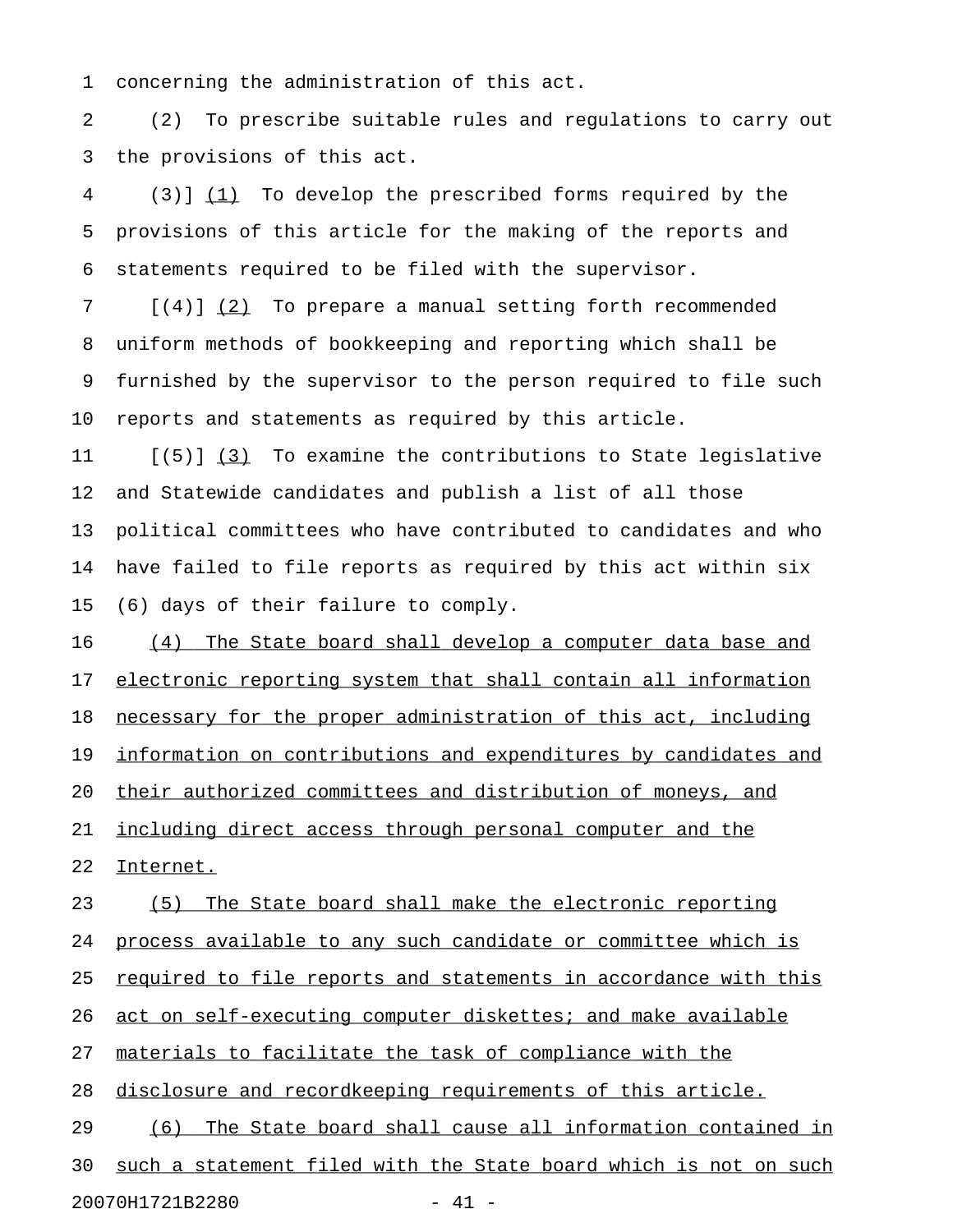concerning the administration of this act.

(2) To prescribe suitable rules and regulations to carry out the provisions of this act.

(3)] (1) To develop the prescribed forms required by the provisions of this article for the making of the reports and statements required to be filed with the supervisor.

[(4)] (2) To prepare a manual setting forth recommended uniform methods of bookkeeping and reporting which shall be furnished by the supervisor to the person required to file such reports and statements as required by this article.

[(5)] (3) To examine the contributions to State legislative and Statewide candidates and publish a list of all those political committees who have contributed to candidates and who have failed to file reports as required by this act within six (6) days of their failure to comply.

(4) The State board shall develop a computer data base and electronic reporting system that shall contain all information necessary for the proper administration of this act, including information on contributions and expenditures by candidates and their authorized committees and distribution of moneys, and including direct access through personal computer and the Internet.

(5) The State board shall make the electronic reporting process available to any such candidate or committee which is required to file reports and statements in accordance with this act on self-executing computer diskettes; and make available materials to facilitate the task of compliance with the disclosure and recordkeeping requirements of this article.

(6) The State board shall cause all information contained in such a statement filed with the State board which is not on such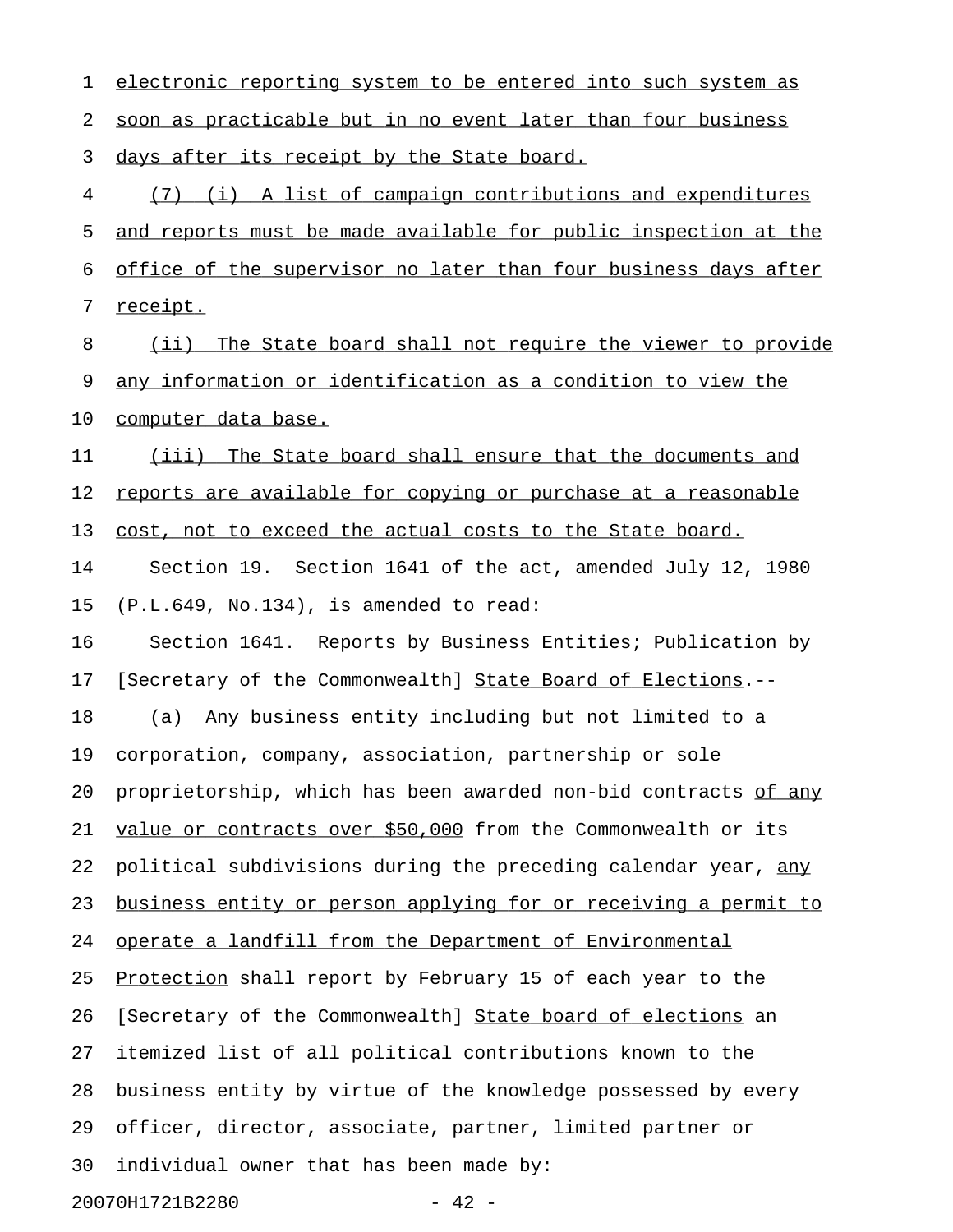electronic reporting system to be entered into such system as soon as practicable but in no event later than four business days after its receipt by the State board.

(7) (i) A list of campaign contributions and expenditures and reports must be made available for public inspection at the office of the supervisor no later than four business days after receipt.

(ii) The State board shall not require the viewer to provide any information or identification as a condition to view the computer data base.

(iii) The State board shall ensure that the documents and reports are available for copying or purchase at a reasonable cost, not to exceed the actual costs to the State board.

Section 19. Section 1641 of the act, amended July 12, 1980 (P.L.649, No.134), is amended to read:

Section 1641. Reports by Business Entities; Publication by [Secretary of the Commonwealth] State Board of Elections.--

(a) Any business entity including but not limited to a corporation, company, association, partnership or sole proprietorship, which has been awarded non-bid contracts of any value or contracts over $50,000 from the Commonwealth or its political subdivisions during the preceding calendar year, any business entity or person applying for or receiving a permit to operate a landfill from the Department of Environmental Protection shall report by February 15 of each year to the [Secretary of the Commonwealth] State board of elections an itemized list of all political contributions known to the business entity by virtue of the knowledge possessed by every officer, director, associate, partner, limited partner or individual owner that has been made by: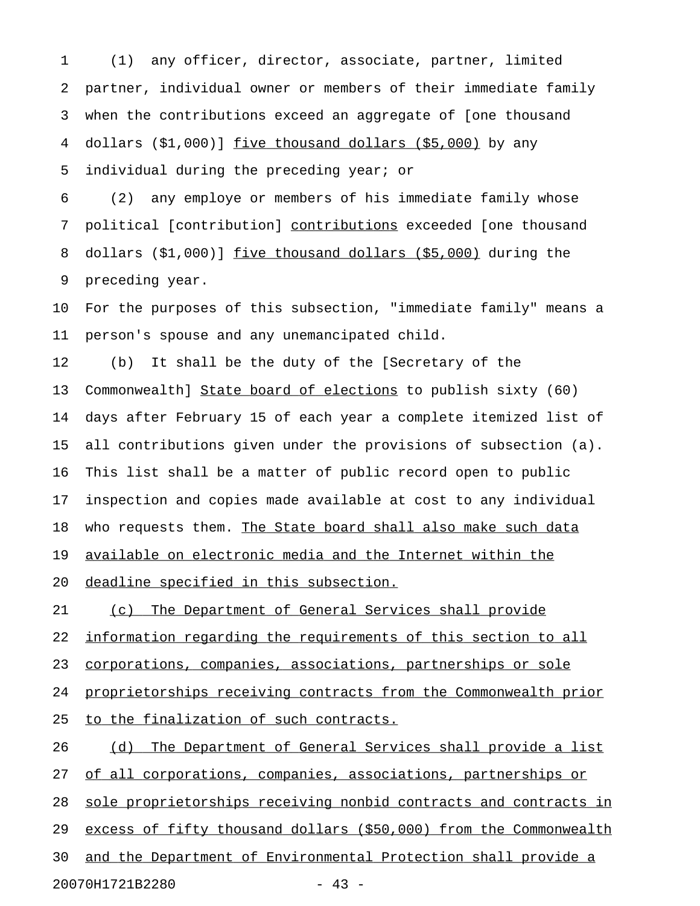(1) any officer, director, associate, partner, limited partner, individual owner or members of their immediate family when the contributions exceed an aggregate of [one thousand dollars ($1,000)] <u>five thousand dollars ($5,000)</u> by any individual during the preceding year; or

(2) any employe or members of his immediate family whose political [contribution] <u>contributions</u> exceeded [one thousand dollars ($1,000)] <u>five thousand dollars ($5,000)</u> during the preceding year.

For the purposes of this subsection, "immediate family" means a person's spouse and any unemancipated child.

(b) It shall be the duty of the [Secretary of the Commonwealth] <u>State board of elections</u> to publish sixty (60) days after February 15 of each year a complete itemized list of all contributions given under the provisions of subsection (a). This list shall be a matter of public record open to public inspection and copies made available at cost to any individual who requests them. <u>The State board shall also make such data available on electronic media and the Internet within the deadline specified in this subsection.</u>

<u>(c) The Department of General Services shall provide information regarding the requirements of this section to all corporations, companies, associations, partnerships or sole proprietorships receiving contracts from the Commonwealth prior to the finalization of such contracts.</u>

<u>(d) The Department of General Services shall provide a list of all corporations, companies, associations, partnerships or sole proprietorships receiving nonbid contracts and contracts in excess of fifty thousand dollars ($50,000) from the Commonwealth and the Department of Environmental Protection shall provide a</u>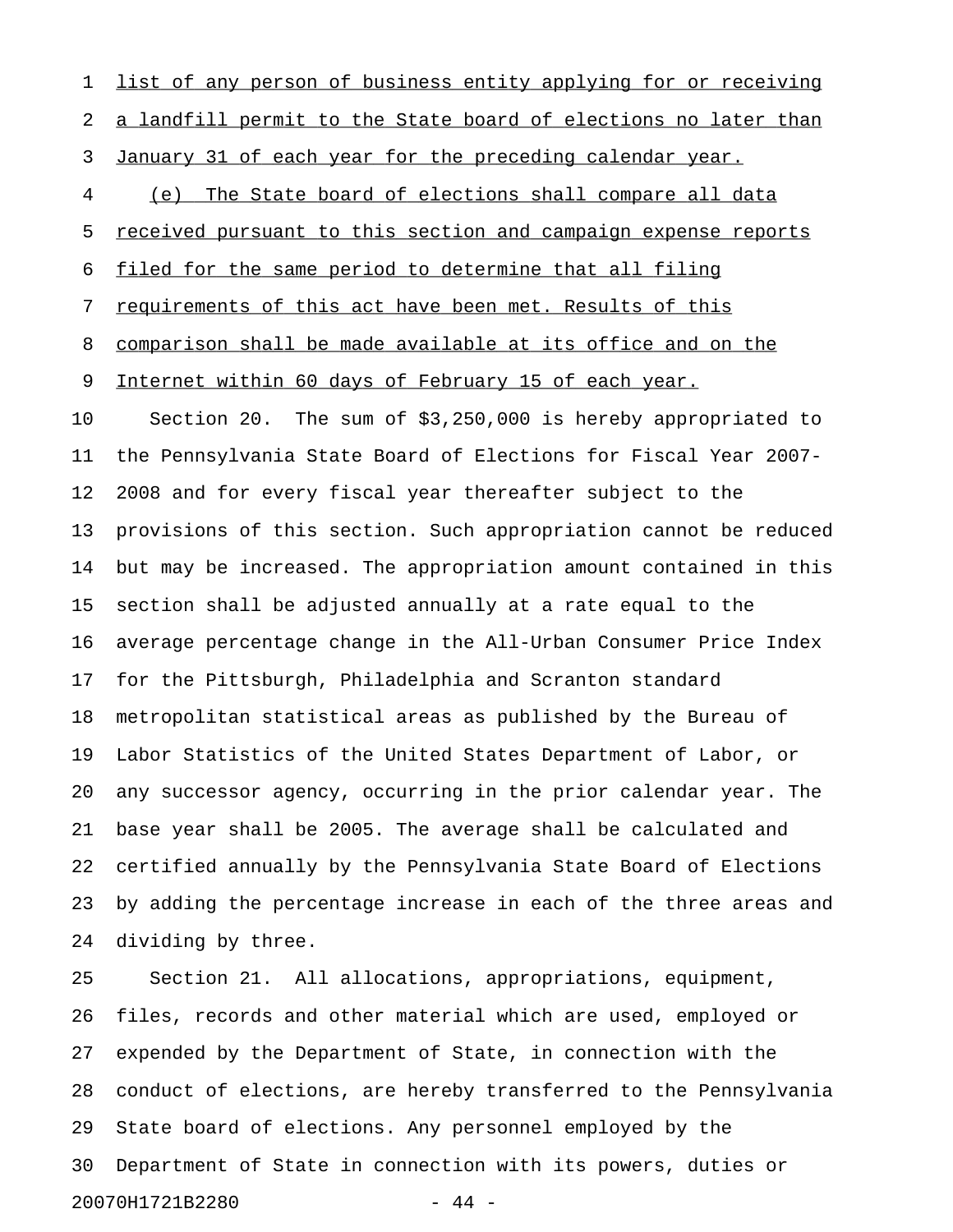list of any person of business entity applying for or receiving a landfill permit to the State board of elections no later than January 31 of each year for the preceding calendar year.

(e) The State board of elections shall compare all data received pursuant to this section and campaign expense reports filed for the same period to determine that all filing requirements of this act have been met. Results of this comparison shall be made available at its office and on the Internet within 60 days of February 15 of each year.

Section 20. The sum of $3,250,000 is hereby appropriated to the Pennsylvania State Board of Elections for Fiscal Year 2007-2008 and for every fiscal year thereafter subject to the provisions of this section. Such appropriation cannot be reduced but may be increased. The appropriation amount contained in this section shall be adjusted annually at a rate equal to the average percentage change in the All-Urban Consumer Price Index for the Pittsburgh, Philadelphia and Scranton standard metropolitan statistical areas as published by the Bureau of Labor Statistics of the United States Department of Labor, or any successor agency, occurring in the prior calendar year. The base year shall be 2005. The average shall be calculated and certified annually by the Pennsylvania State Board of Elections by adding the percentage increase in each of the three areas and dividing by three.

Section 21. All allocations, appropriations, equipment, files, records and other material which are used, employed or expended by the Department of State, in connection with the conduct of elections, are hereby transferred to the Pennsylvania State board of elections. Any personnel employed by the Department of State in connection with its powers, duties or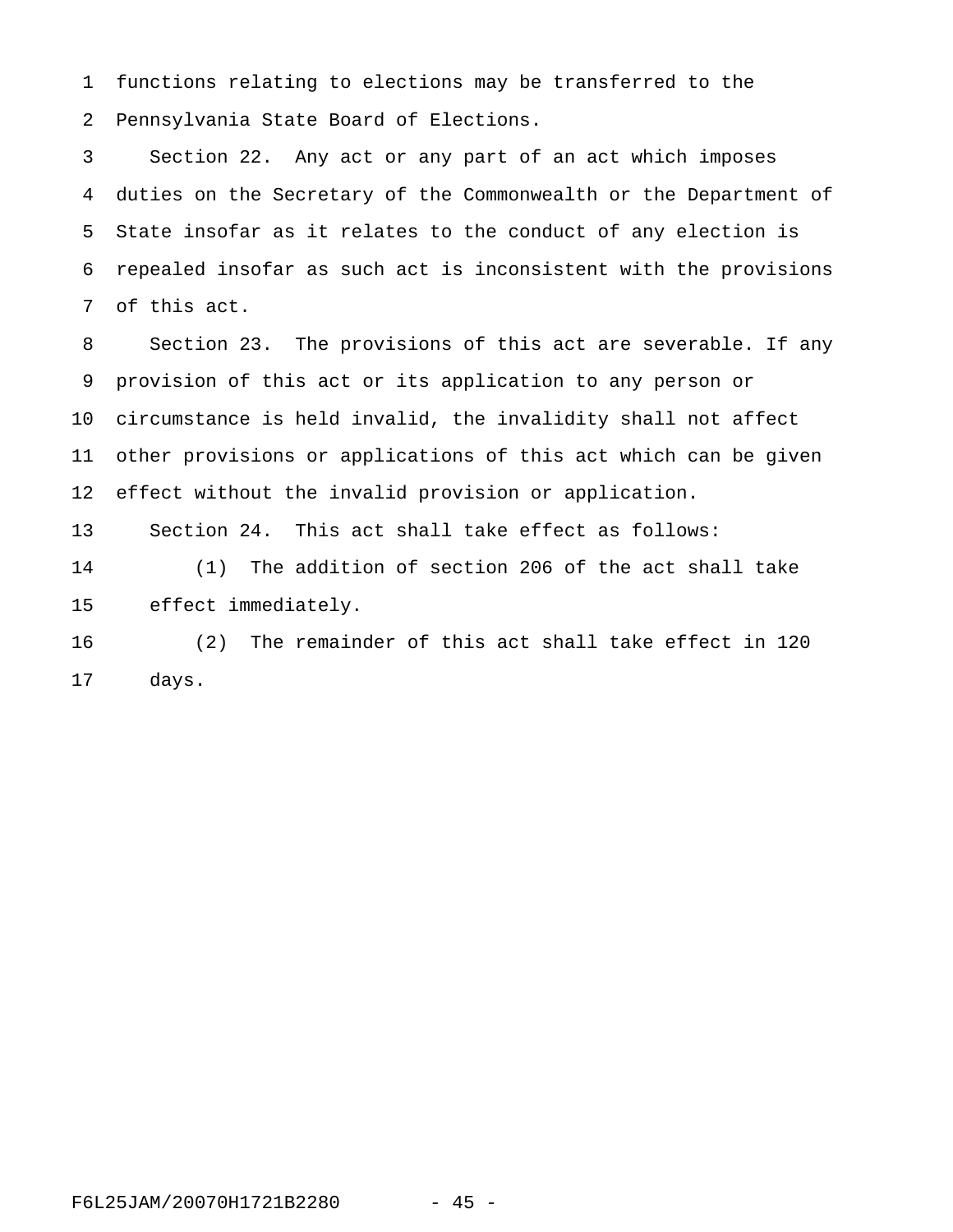functions relating to elections may be transferred to the Pennsylvania State Board of Elections.

Section 22. Any act or any part of an act which imposes duties on the Secretary of the Commonwealth or the Department of State insofar as it relates to the conduct of any election is repealed insofar as such act is inconsistent with the provisions of this act.

Section 23. The provisions of this act are severable. If any provision of this act or its application to any person or circumstance is held invalid, the invalidity shall not affect other provisions or applications of this act which can be given effect without the invalid provision or application.

Section 24. This act shall take effect as follows:

(1) The addition of section 206 of the act shall take effect immediately.

(2) The remainder of this act shall take effect in 120 days.